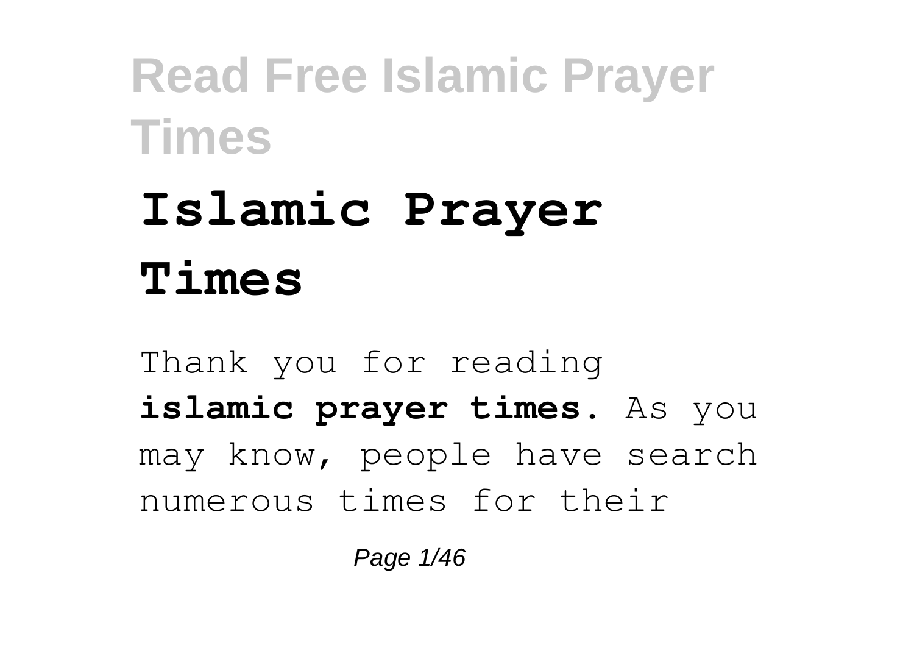# Islamic Prayer Times

Thank you for reading **islamic prayer times**. As you may know, people have search numerous times for their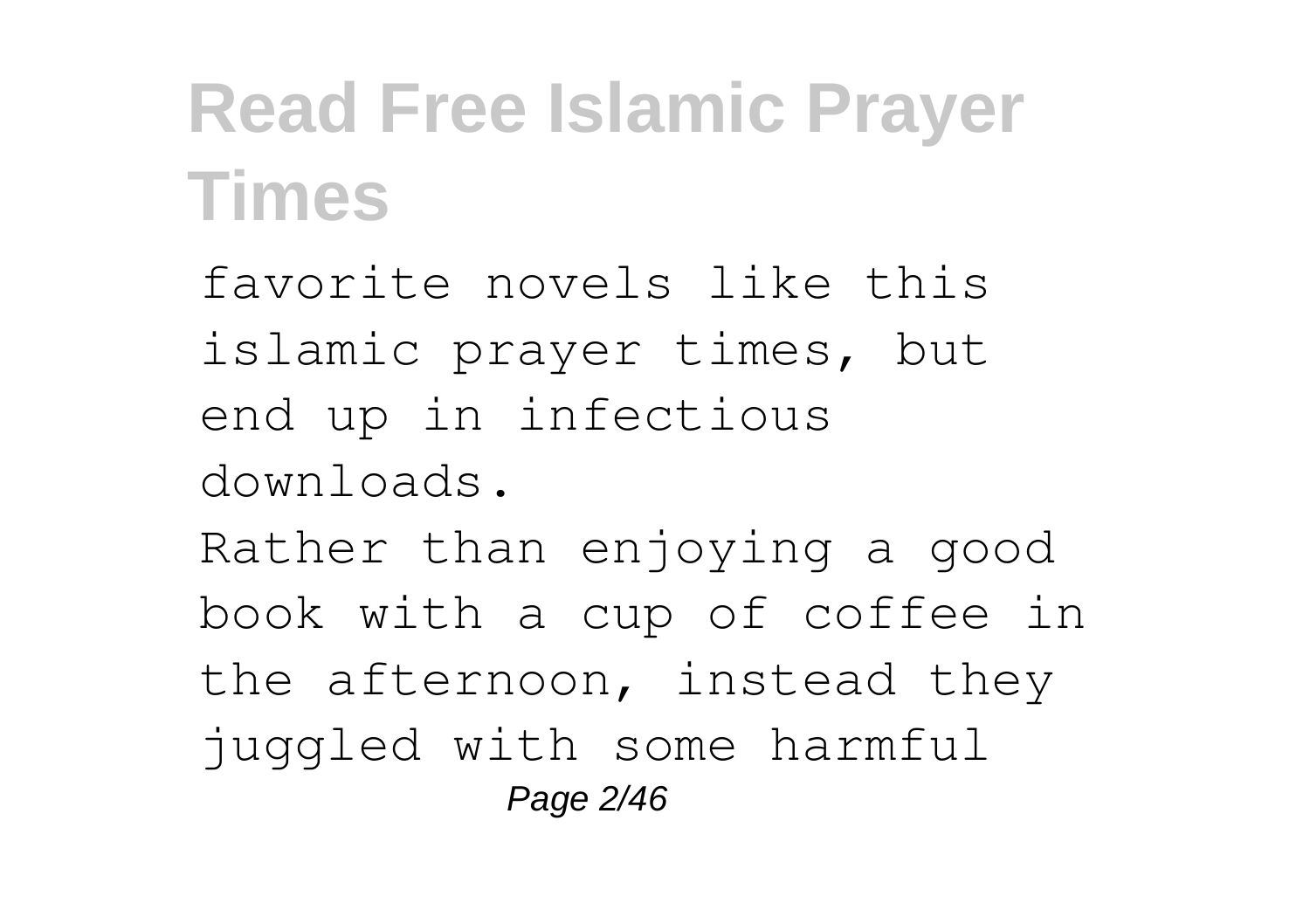favorite novels like this islamic prayer times, but end up in infectious downloads.

Rather than enjoying a good book with a cup of coffee in the afternoon, instead they juggled with some harmful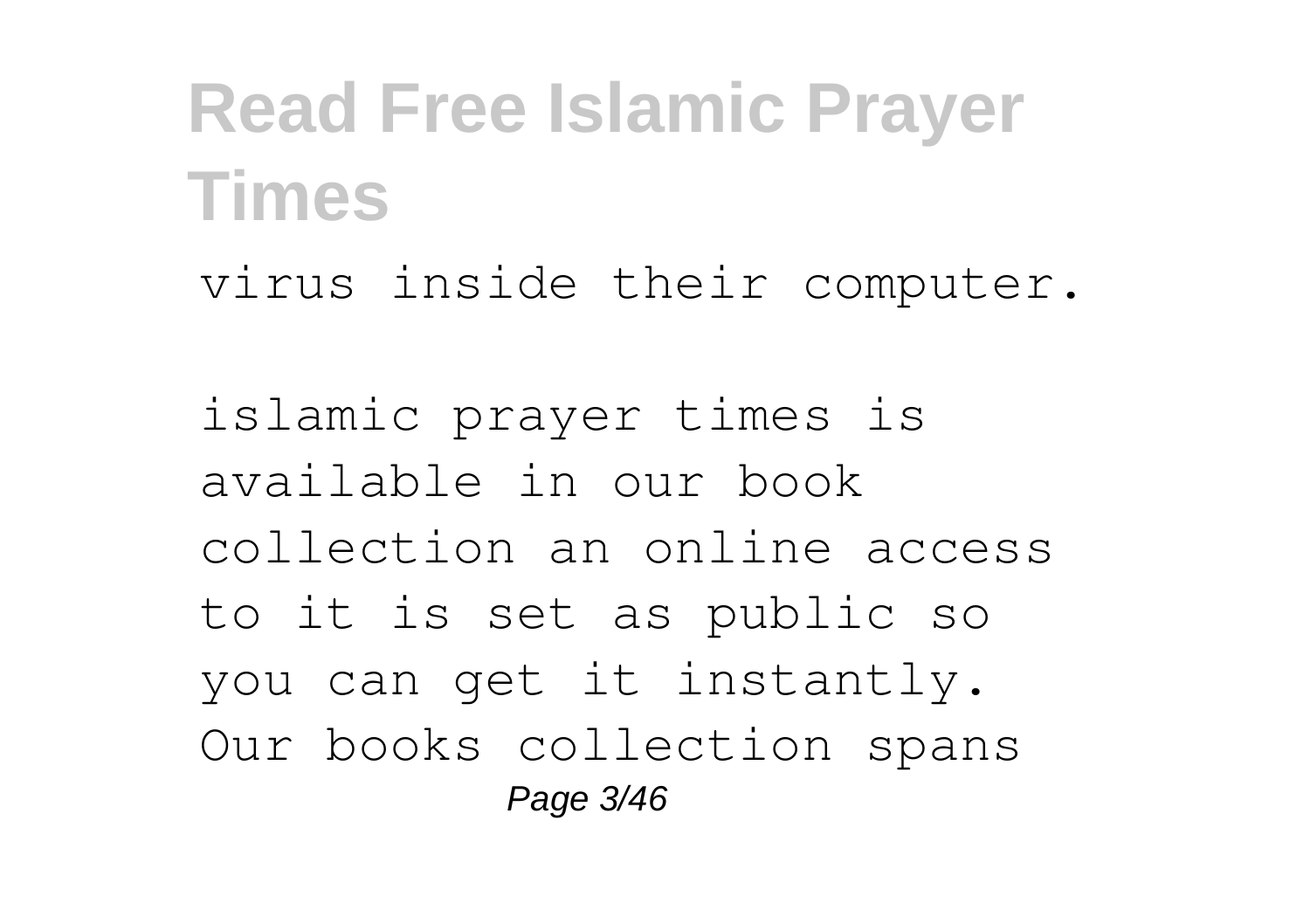virus inside their computer.

islamic prayer times is available in our book collection an online access to it is set as public so you can get it instantly. Our books collection spans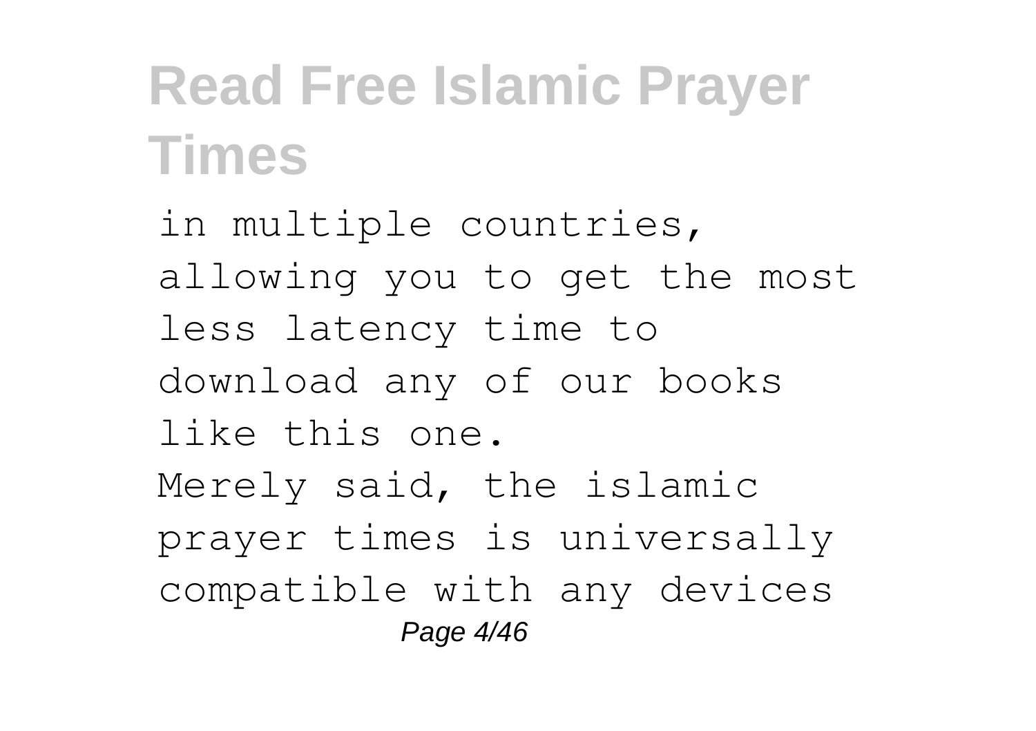in multiple countries, allowing you to get the most less latency time to download any of our books like this one.

Merely said, the islamic prayer times is universally compatible with any devices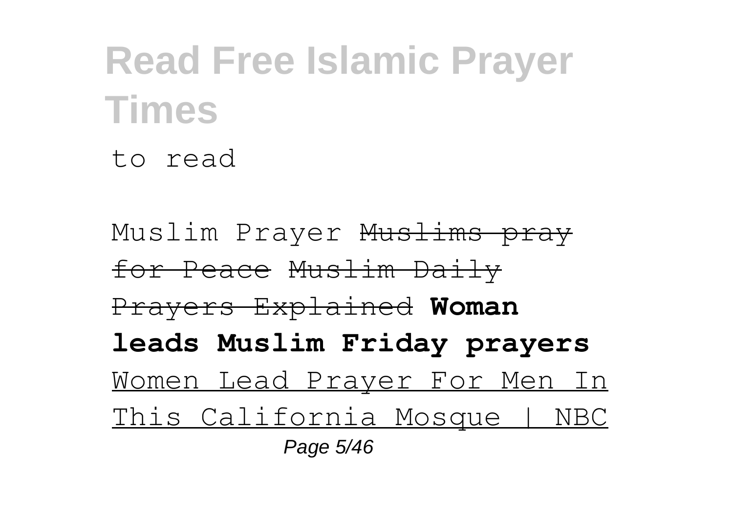to read

Muslim Prayer ~~Muslims pray for Peace~~ ~~Muslim Daily Prayers Explained~~ **Woman leads Muslim Friday prayers** Women Lead Prayer For Men In This California Mosque | NBC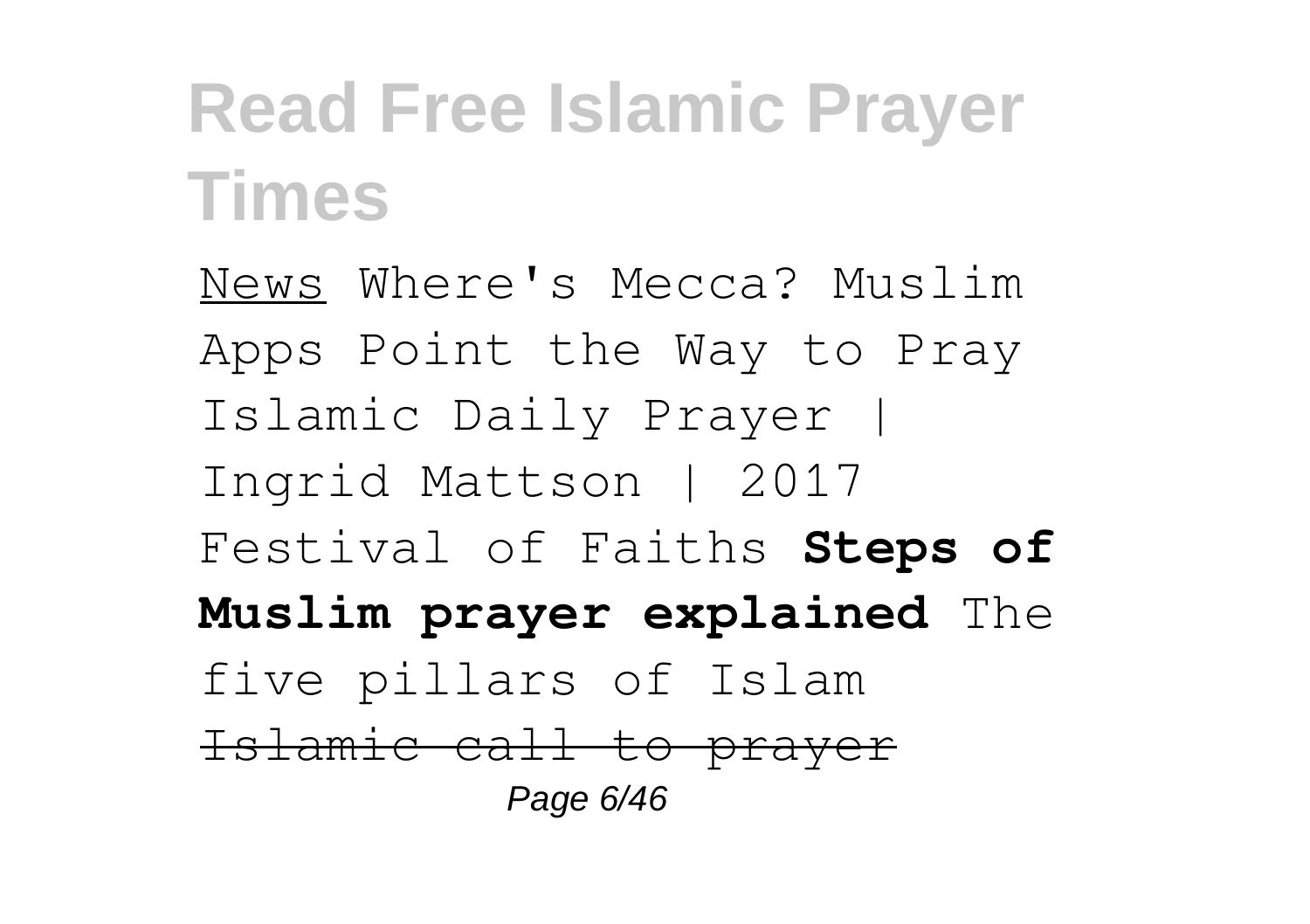News Where's Mecca? Muslim Apps Point the Way to Pray Islamic Daily Prayer | Ingrid Mattson | 2017 Festival of Faiths **Steps of Muslim prayer explained** The five pillars of Islam ~~Islamic call to prayer~~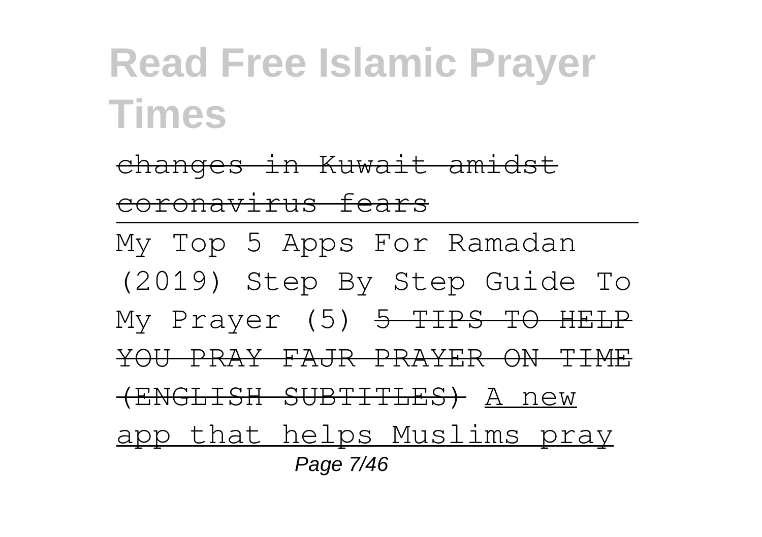~~changes in Kuwait amidst coronavirus fears~~

---

My Top 5 Apps For Ramadan (2019) Step By Step Guide To My Prayer (5) ~~5 TIPS TO HELP YOU PRAY FAJR PRAYER ON TIME (ENGLISH SUBTITLES)~~ A new app that helps Muslims pray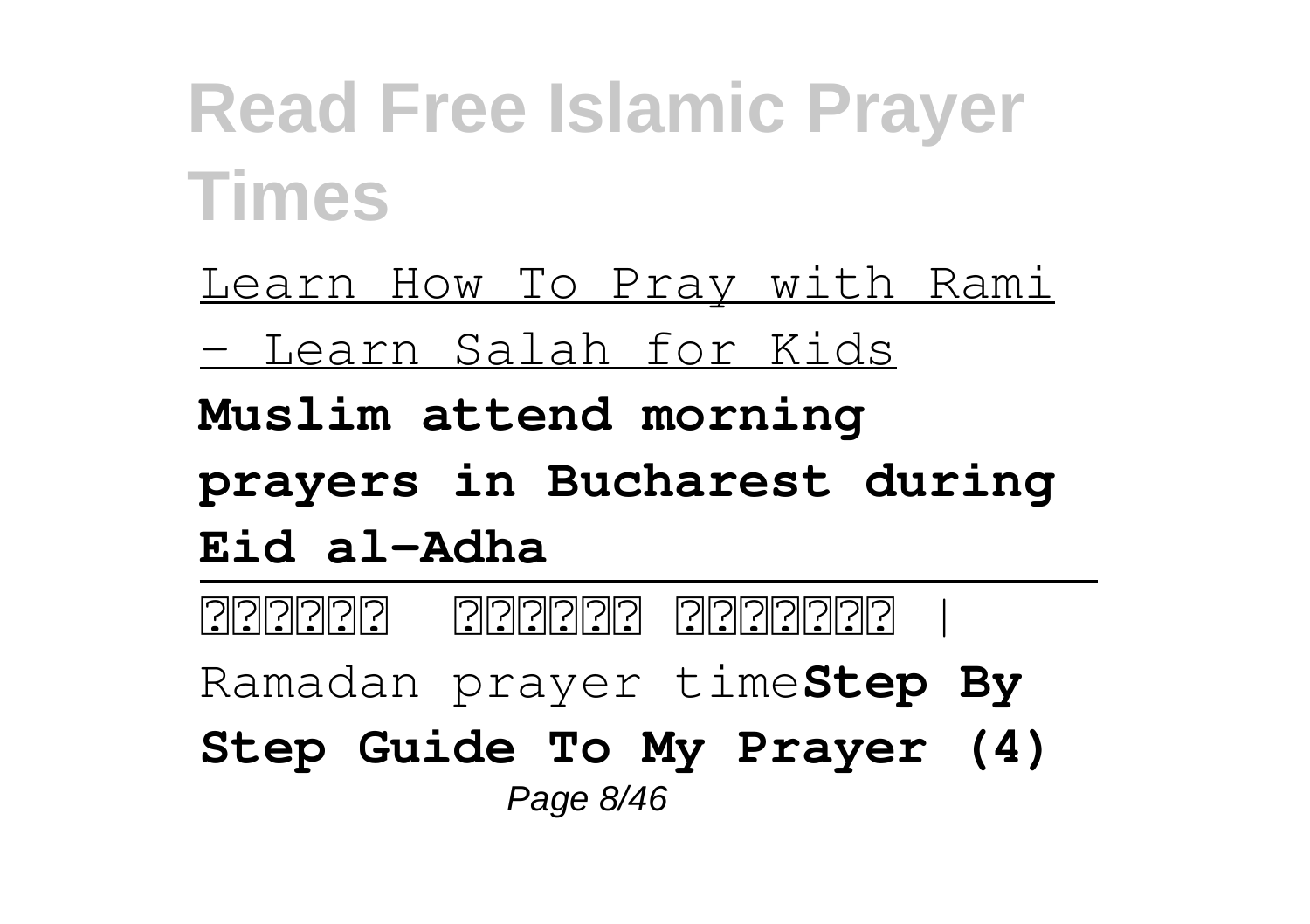Learn How To Pray with Rami - Learn Salah for Kids

**Muslim attend morning prayers in Bucharest during Eid al-Adha**

??????? ??????? ???????? | Ramadan prayer time**Step By Step Guide To My Prayer (4)**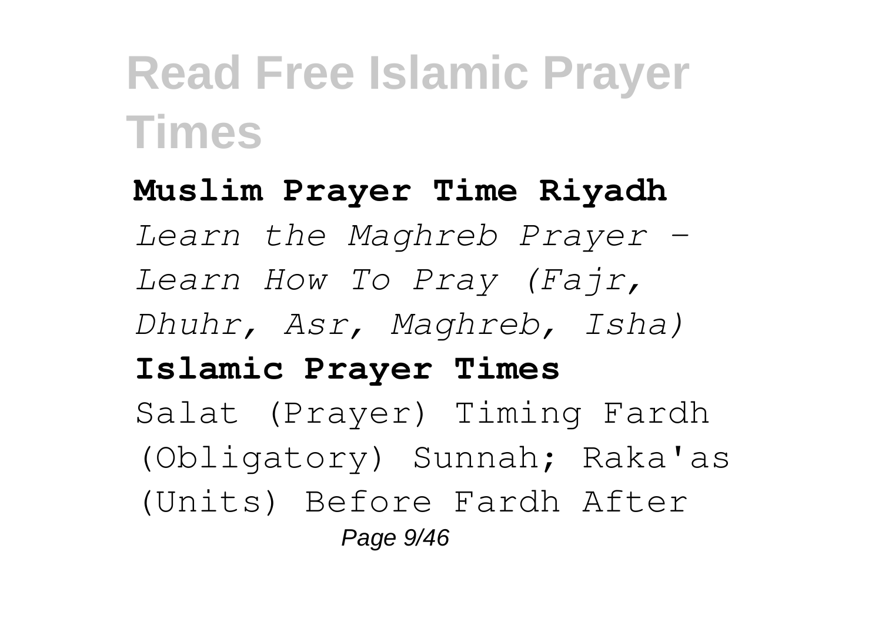**Muslim Prayer Time Riyadh**

*Learn the Maghreb Prayer - Learn How To Pray (Fajr, Dhuhr, Asr, Maghreb, Isha)*

**Islamic Prayer Times**

Salat (Prayer) Timing Fardh (Obligatory) Sunnah; Raka'as (Units) Before Fardh After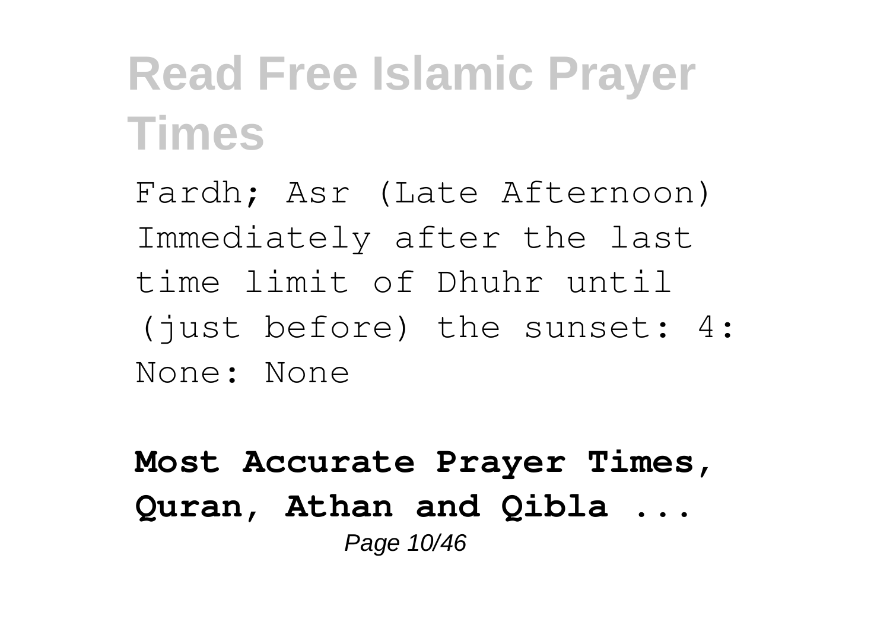Fardh; Asr (Late Afternoon) Immediately after the last time limit of Dhuhr until (just before) the sunset: 4: None: None

**Most Accurate Prayer Times, Quran, Athan and Qibla ...**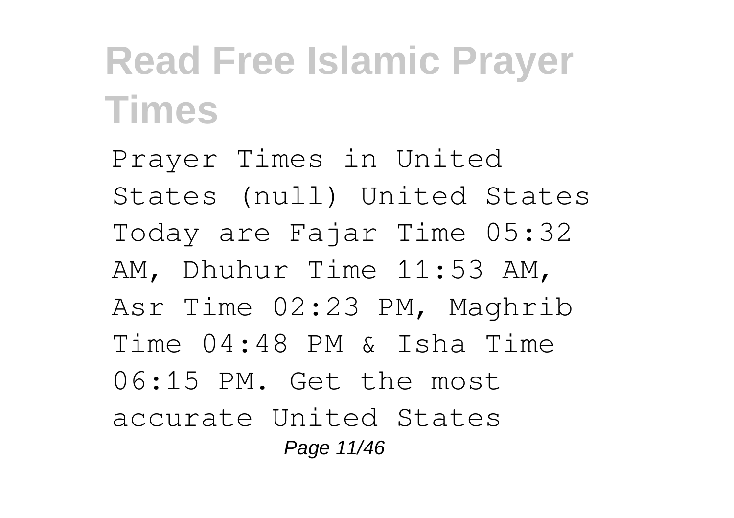Prayer Times in United States (null) United States Today are Fajar Time 05:32 AM, Dhuhur Time 11:53 AM, Asr Time 02:23 PM, Maghrib Time 04:48 PM & Isha Time 06:15 PM. Get the most accurate United States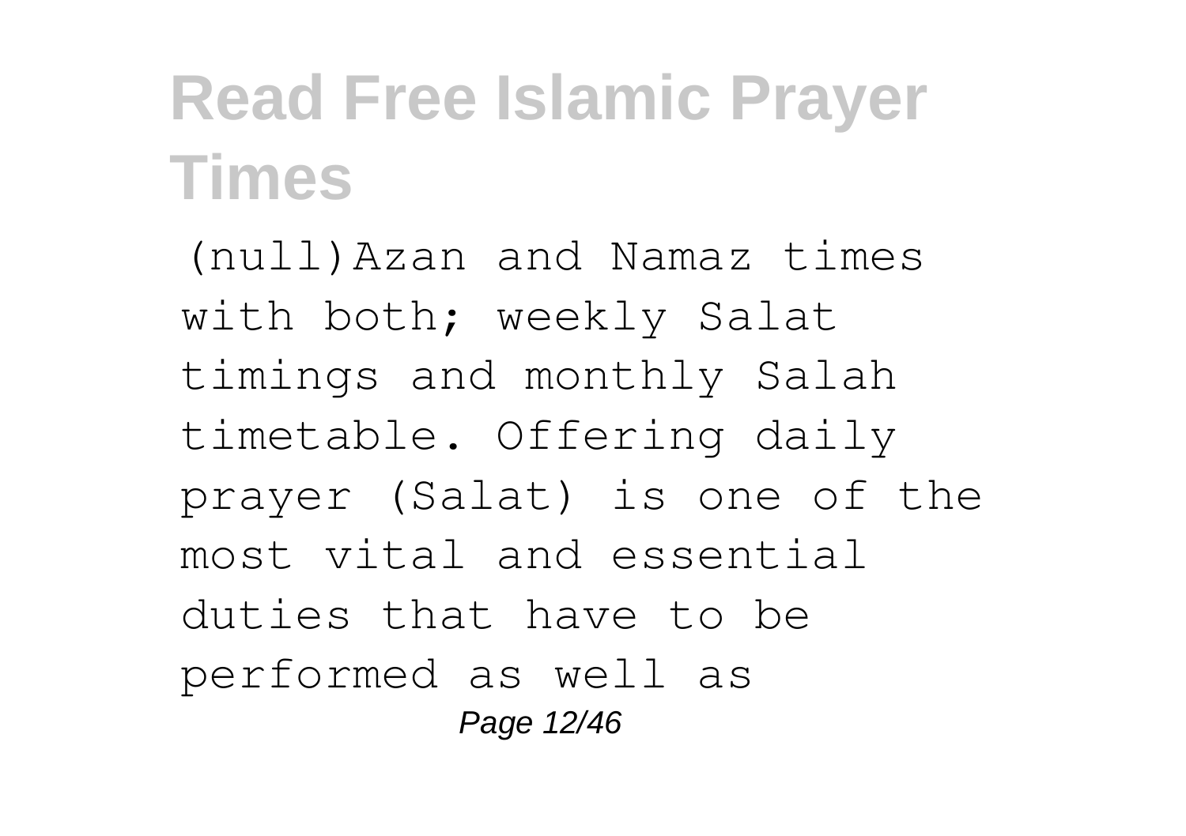(null)Azan and Namaz times with both; weekly Salat timings and monthly Salah timetable. Offering daily prayer (Salat) is one of the most vital and essential duties that have to be performed as well as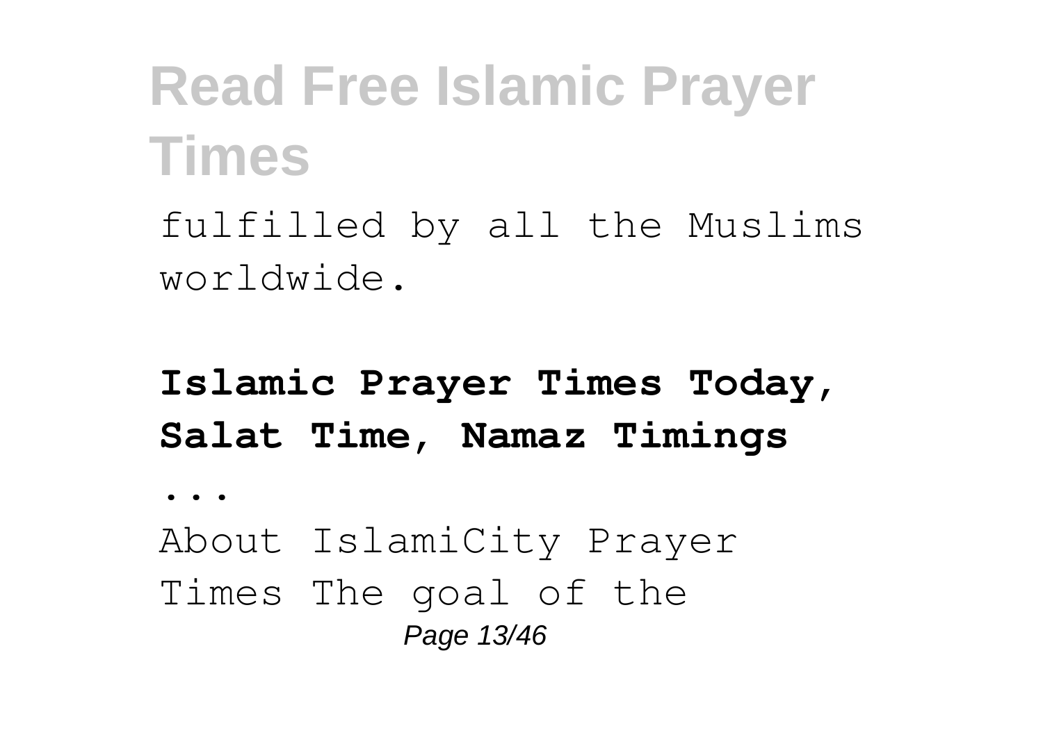fulfilled by all the Muslims worldwide.

**Islamic Prayer Times Today, Salat Time, Namaz Timings ...**

About IslamiCity Prayer Times The goal of the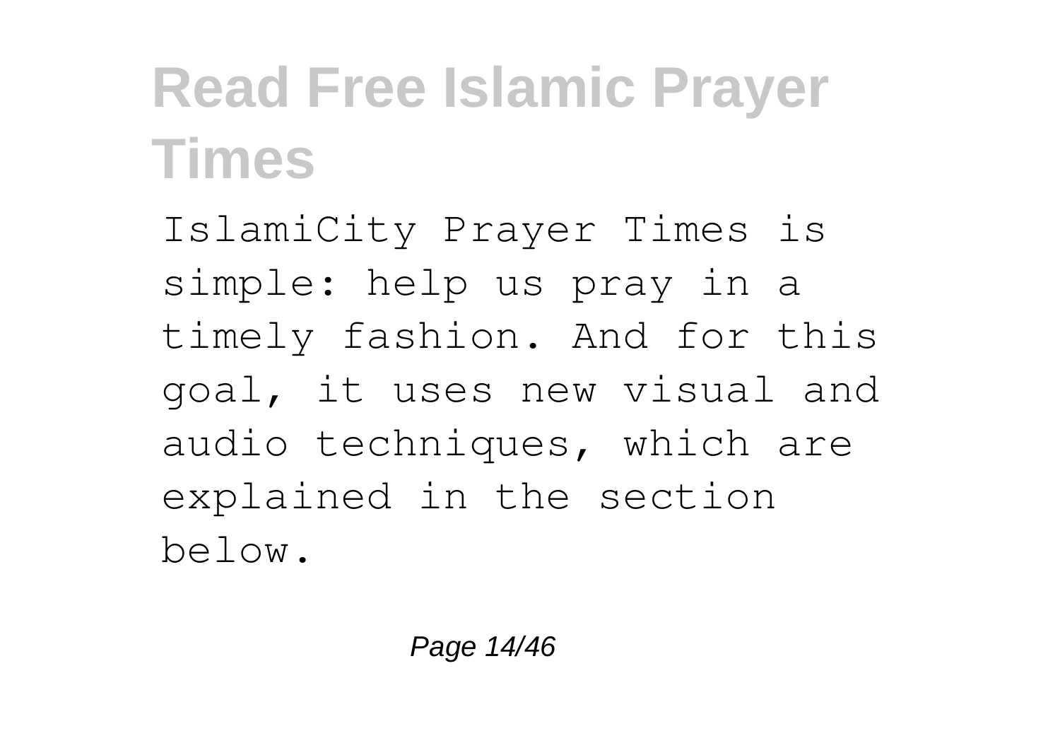# Read Free Islamic Prayer Times

IslamiCity Prayer Times is simple: help us pray in a timely fashion. And for this goal, it uses new visual and audio techniques, which are explained in the section below.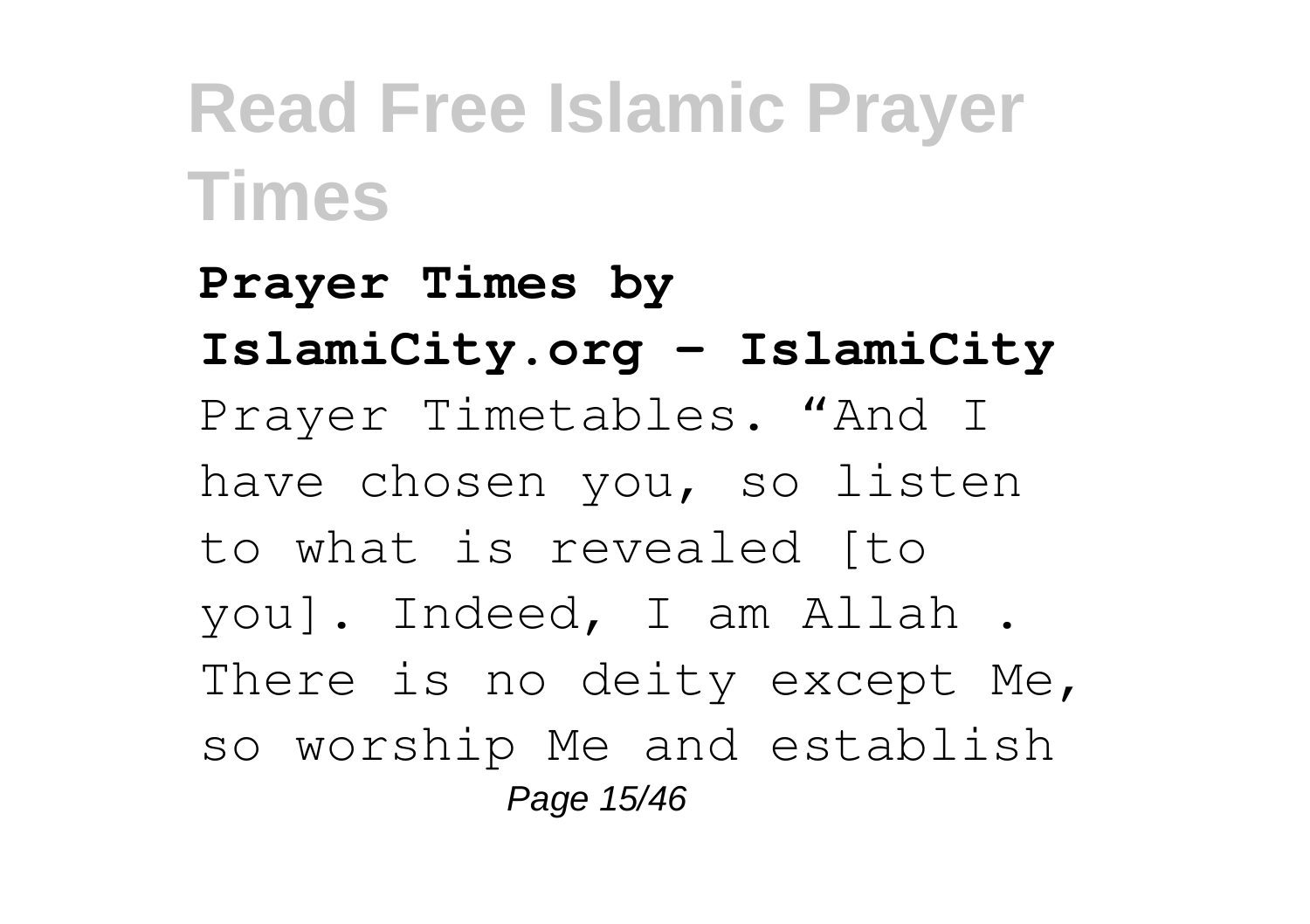**Prayer Times by IslamiCity.org - IslamiCity**

Prayer Timetables. “And I have chosen you, so listen to what is revealed [to you]. Indeed, I am Allah . There is no deity except Me, so worship Me and establish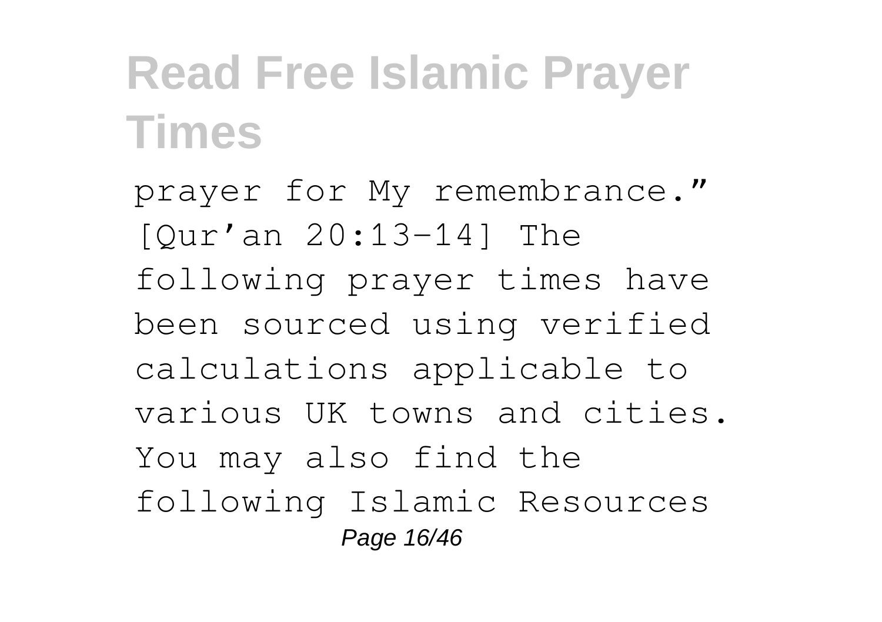prayer for My remembrance." [Qur'an 20:13-14] The following prayer times have been sourced using verified calculations applicable to various UK towns and cities. You may also find the following Islamic Resources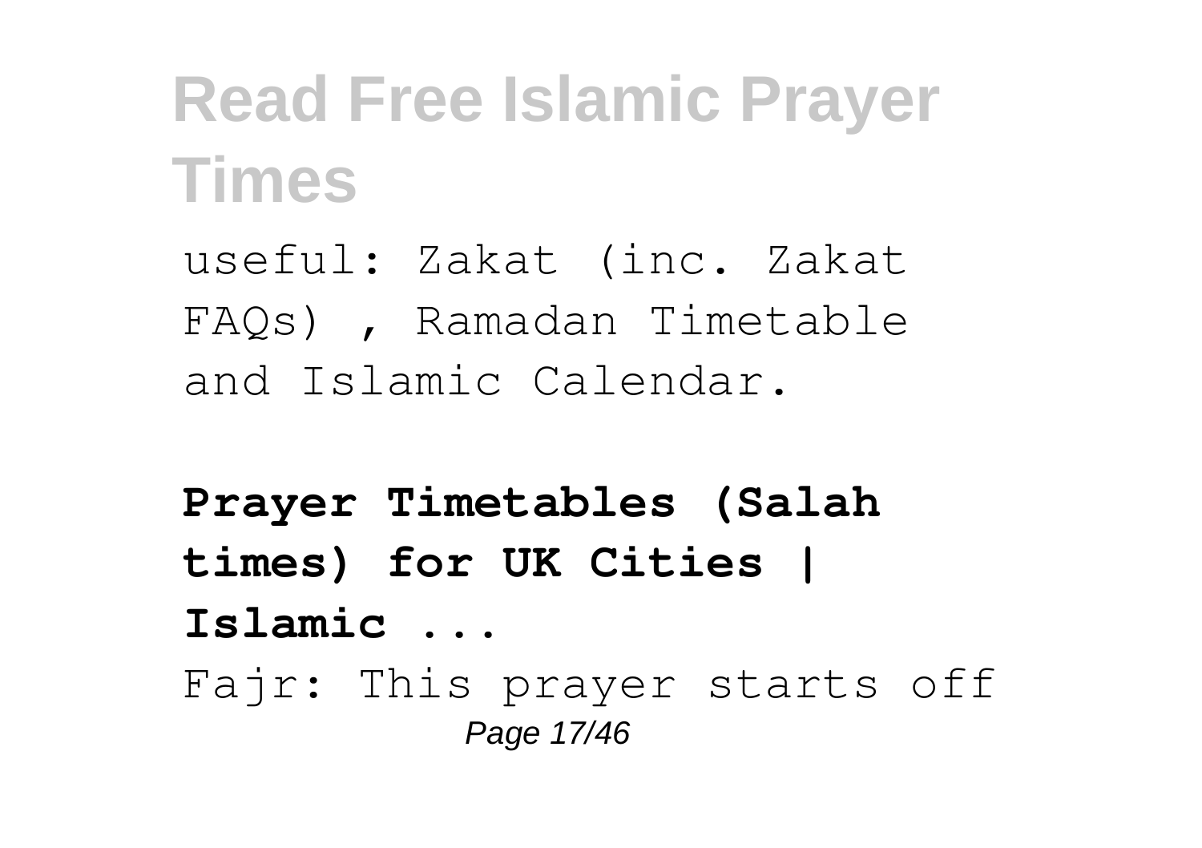useful: Zakat (inc. Zakat FAQs) , Ramadan Timetable and Islamic Calendar.

**Prayer Timetables (Salah times) for UK Cities | Islamic ...**

Fajr: This prayer starts off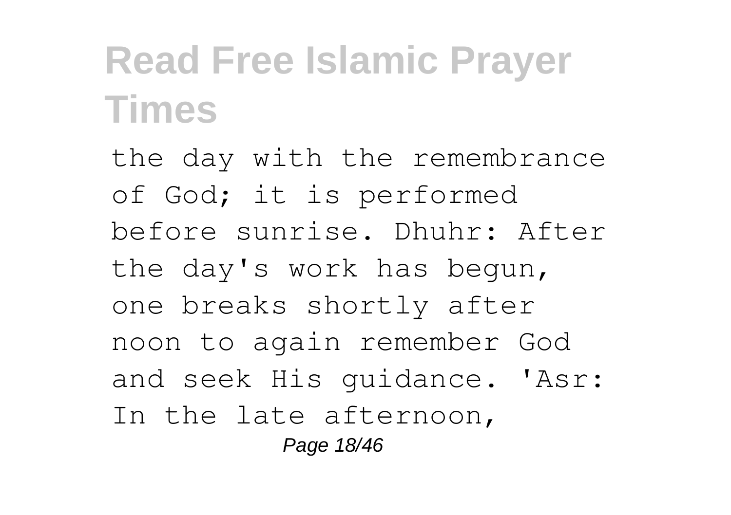the day with the remembrance of God; it is performed before sunrise. Dhuhr: After the day's work has begun, one breaks shortly after noon to again remember God and seek His guidance. 'Asr: In the late afternoon,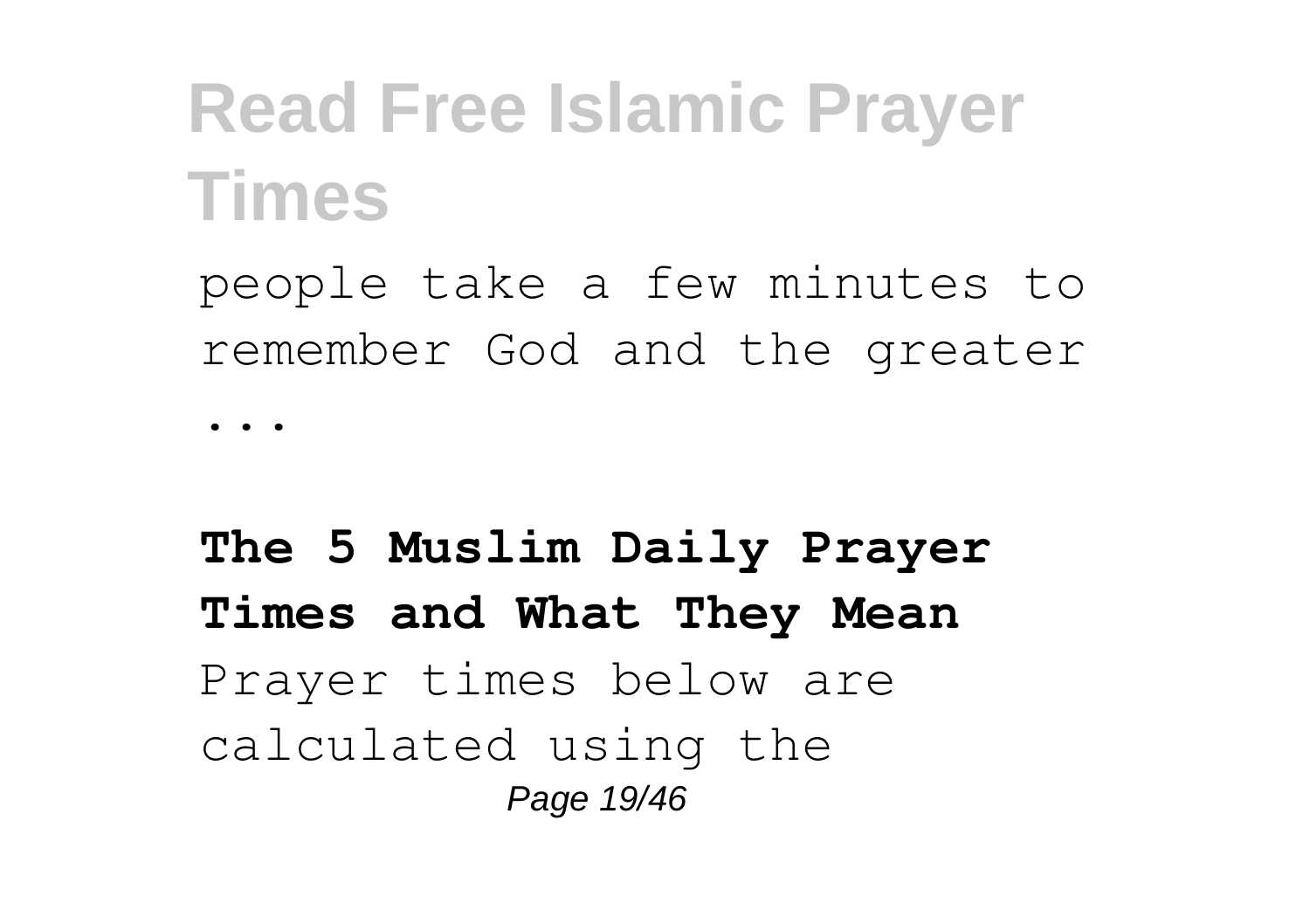people take a few minutes to remember God and the greater ...

**The 5 Muslim Daily Prayer Times and What They Mean**

Prayer times below are calculated using the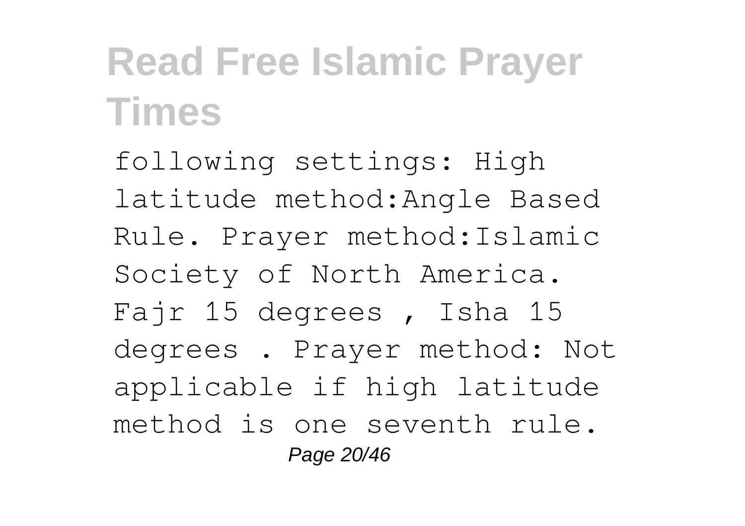following settings: High latitude method:Angle Based Rule. Prayer method:Islamic Society of North America. Fajr 15 degrees , Isha 15 degrees . Prayer method: Not applicable if high latitude method is one seventh rule.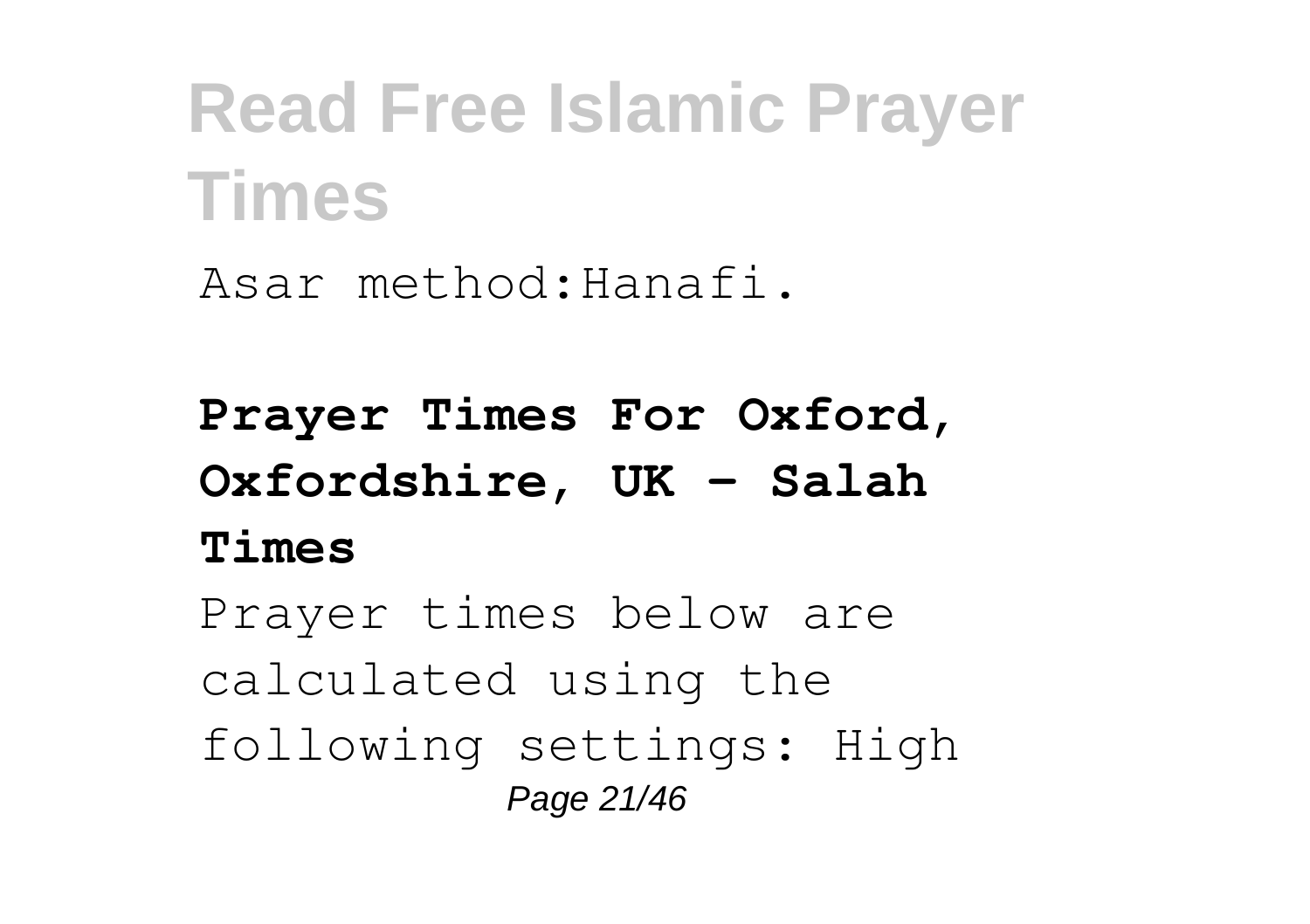Asar method:Hanafi.

**Prayer Times For Oxford, Oxfordshire, UK - Salah Times**

Prayer times below are calculated using the following settings: High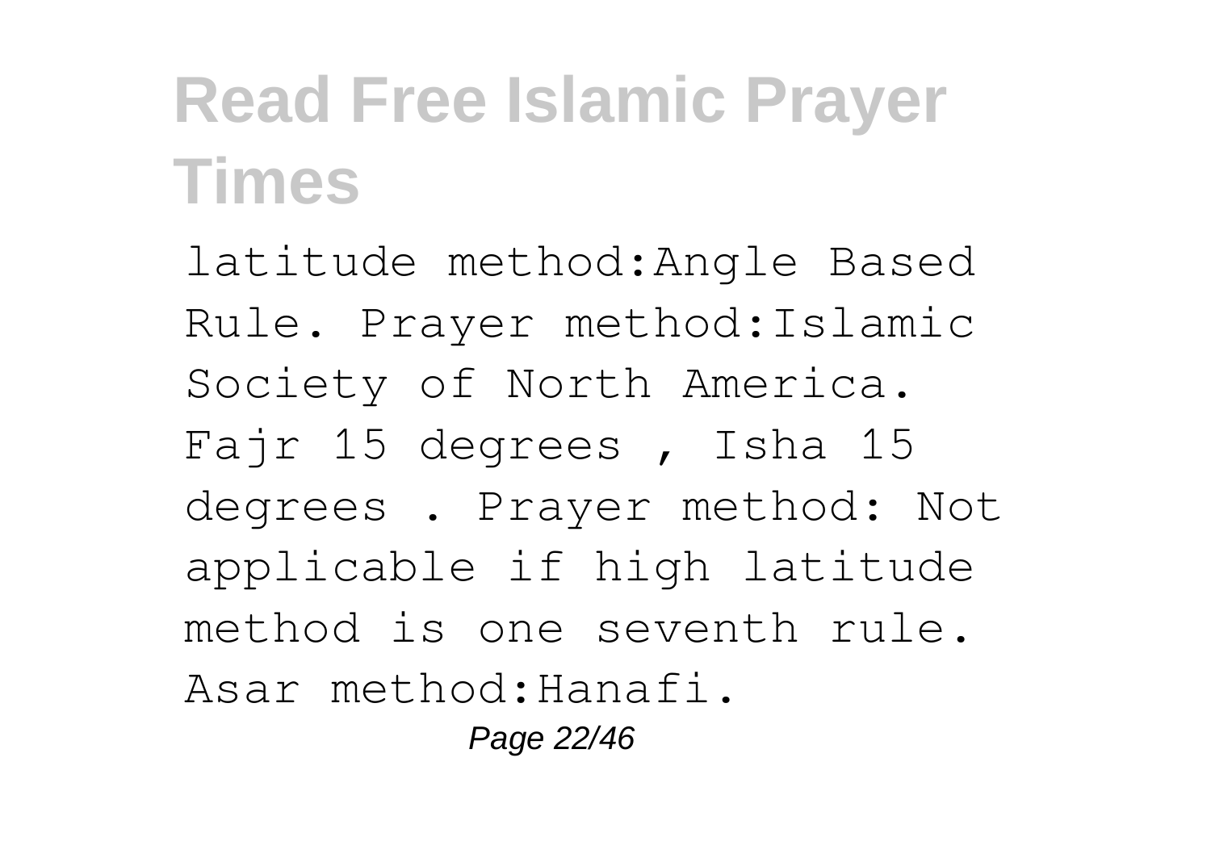latitude method:Angle Based Rule. Prayer method:Islamic Society of North America. Fajr 15 degrees , Isha 15 degrees . Prayer method: Not applicable if high latitude method is one seventh rule. Asar method:Hanafi.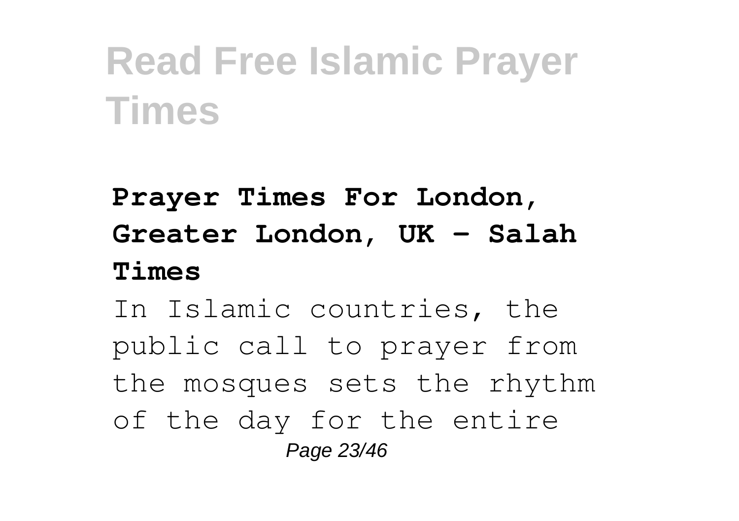**Prayer Times For London, Greater London, UK - Salah Times**

In Islamic countries, the public call to prayer from the mosques sets the rhythm of the day for the entire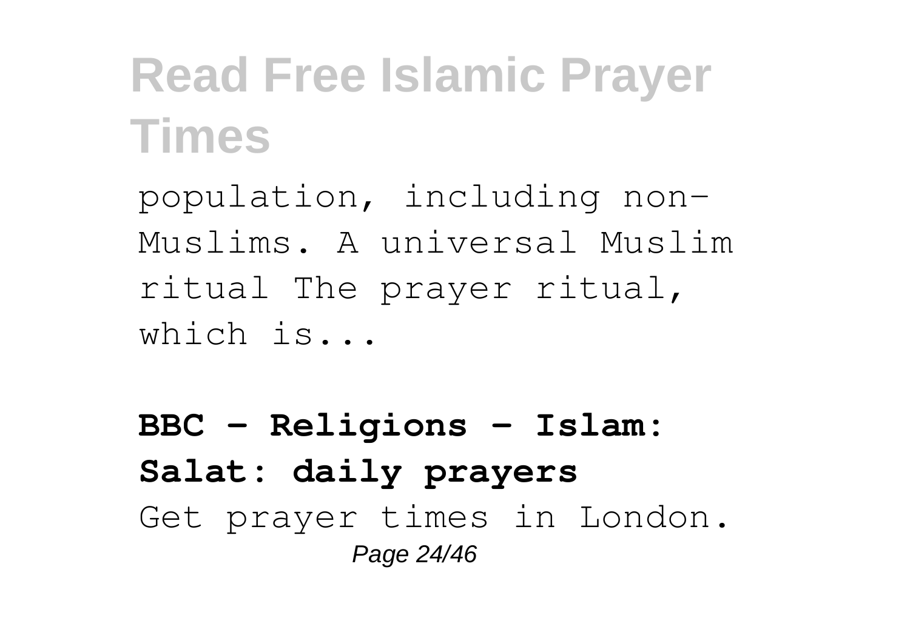population, including non-Muslims. A universal Muslim ritual The prayer ritual, which is...

**BBC - Religions - Islam: Salat: daily prayers**

Get prayer times in London.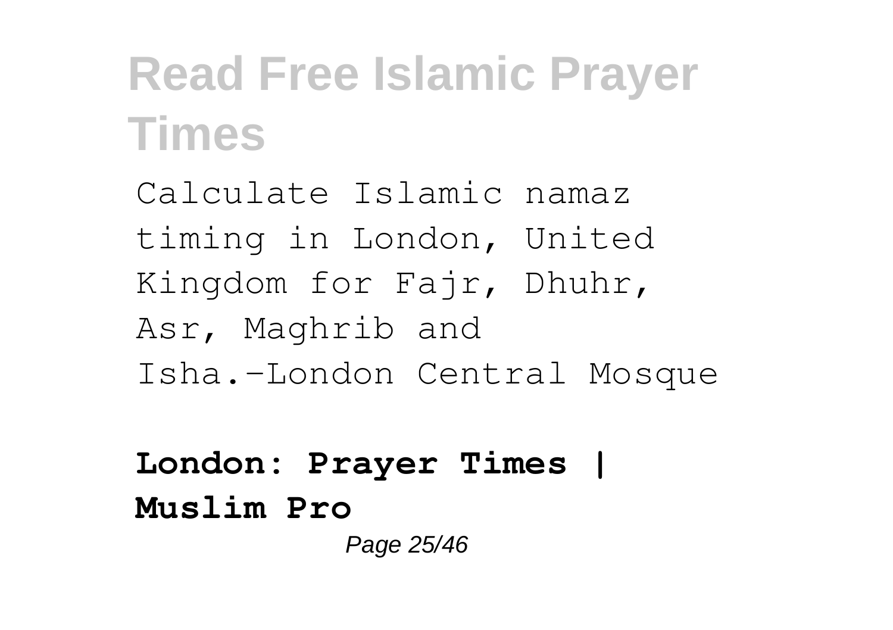Calculate Islamic namaz timing in London, United Kingdom for Fajr, Dhuhr, Asr, Maghrib and Isha.-London Central Mosque

**London: Prayer Times | Muslim Pro**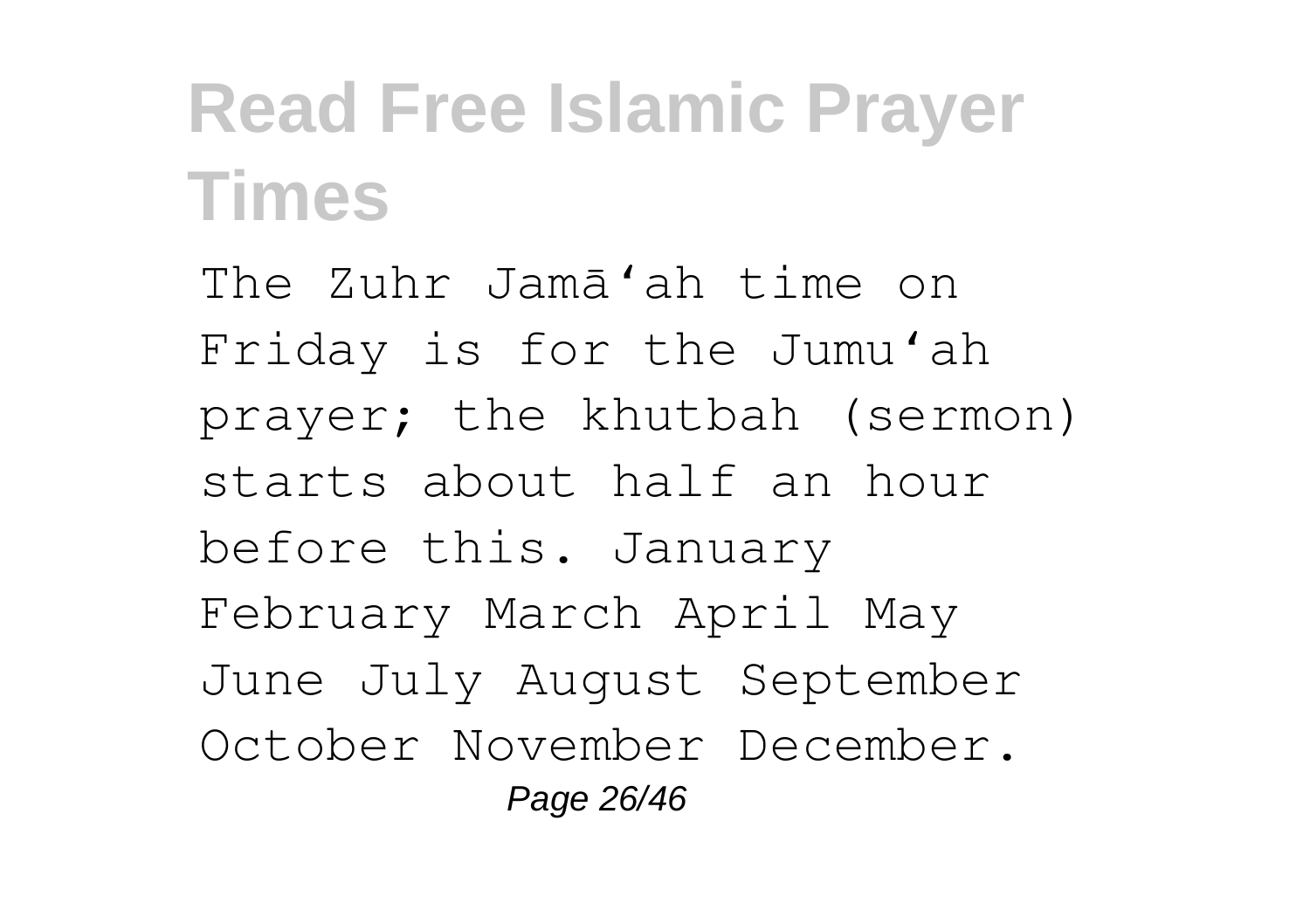# Read Free Islamic Prayer Times

The Zuhr Jamā'ah time on Friday is for the Jumu'ah prayer; the khutbah (sermon) starts about half an hour before this. January February March April May June July August September October November December.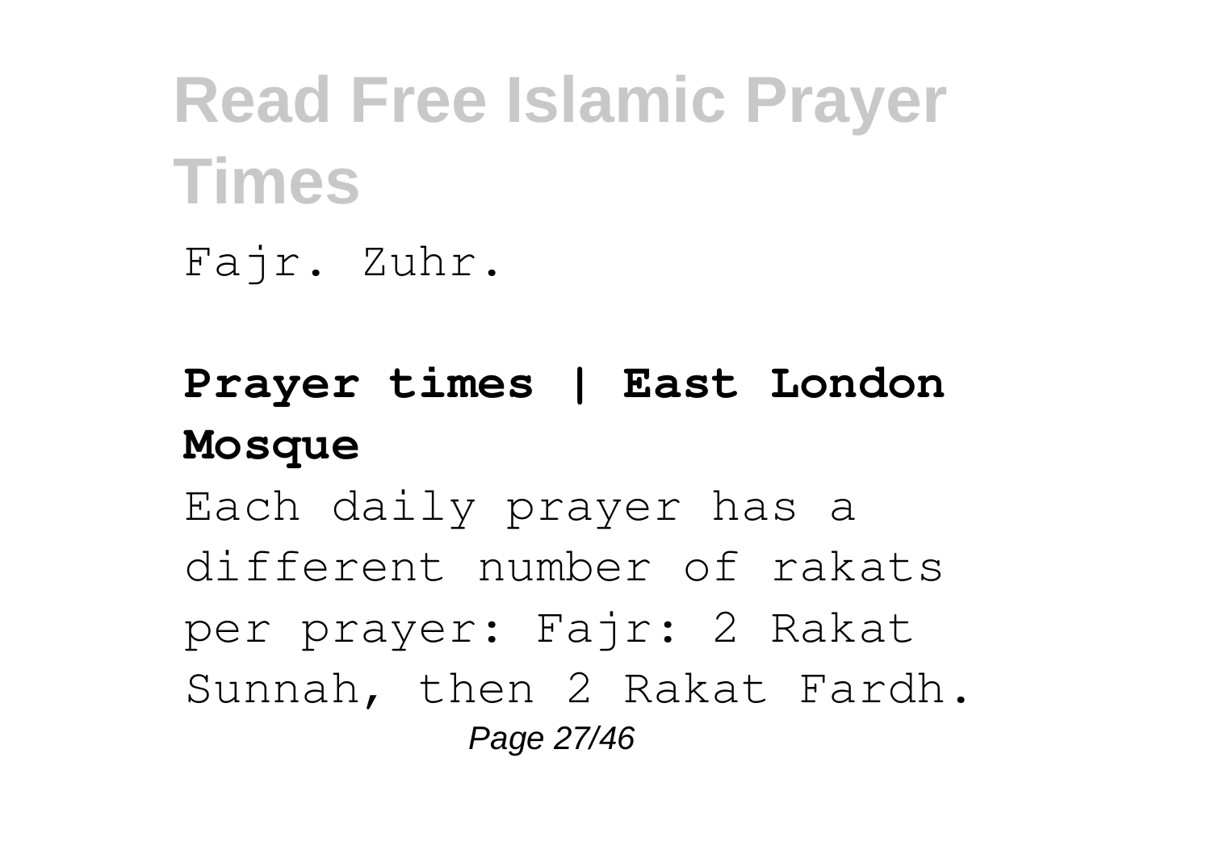Fajr. Zuhr.

**Prayer times | East London Mosque**

Each daily prayer has a different number of rakats per prayer: Fajr: 2 Rakat Sunnah, then 2 Rakat Fardh.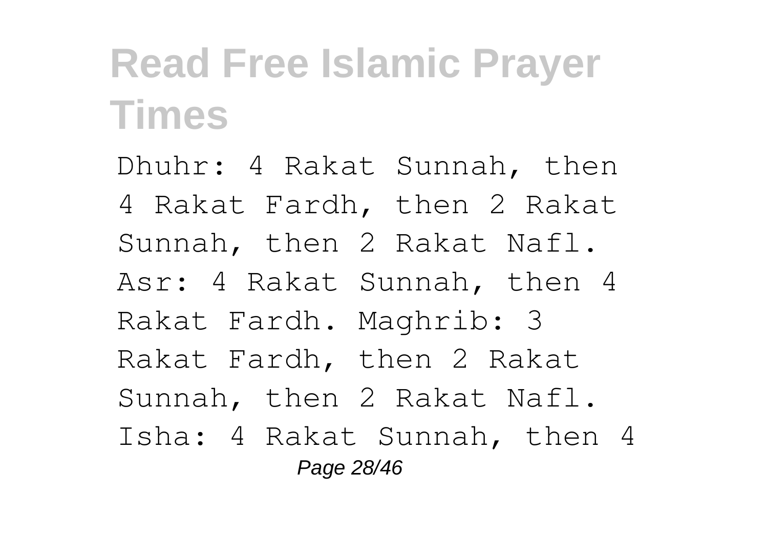Dhuhr: 4 Rakat Sunnah, then 4 Rakat Fardh, then 2 Rakat Sunnah, then 2 Rakat Nafl. Asr: 4 Rakat Sunnah, then 4 Rakat Fardh. Maghrib: 3 Rakat Fardh, then 2 Rakat Sunnah, then 2 Rakat Nafl. Isha: 4 Rakat Sunnah, then 4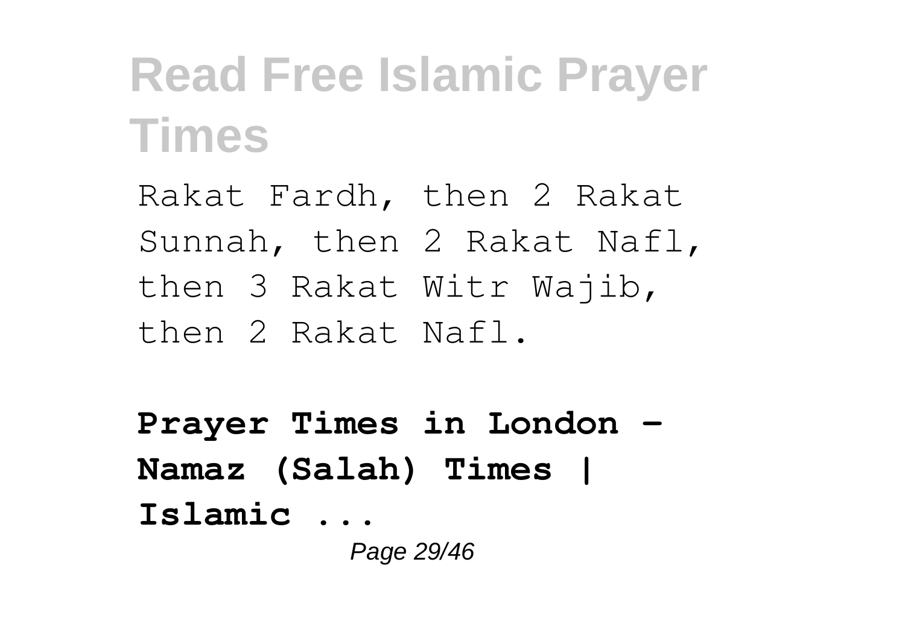Rakat Fardh, then 2 Rakat Sunnah, then 2 Rakat Nafl, then 3 Rakat Witr Wajib, then 2 Rakat Nafl.

**Prayer Times in London - Namaz (Salah) Times | Islamic ...**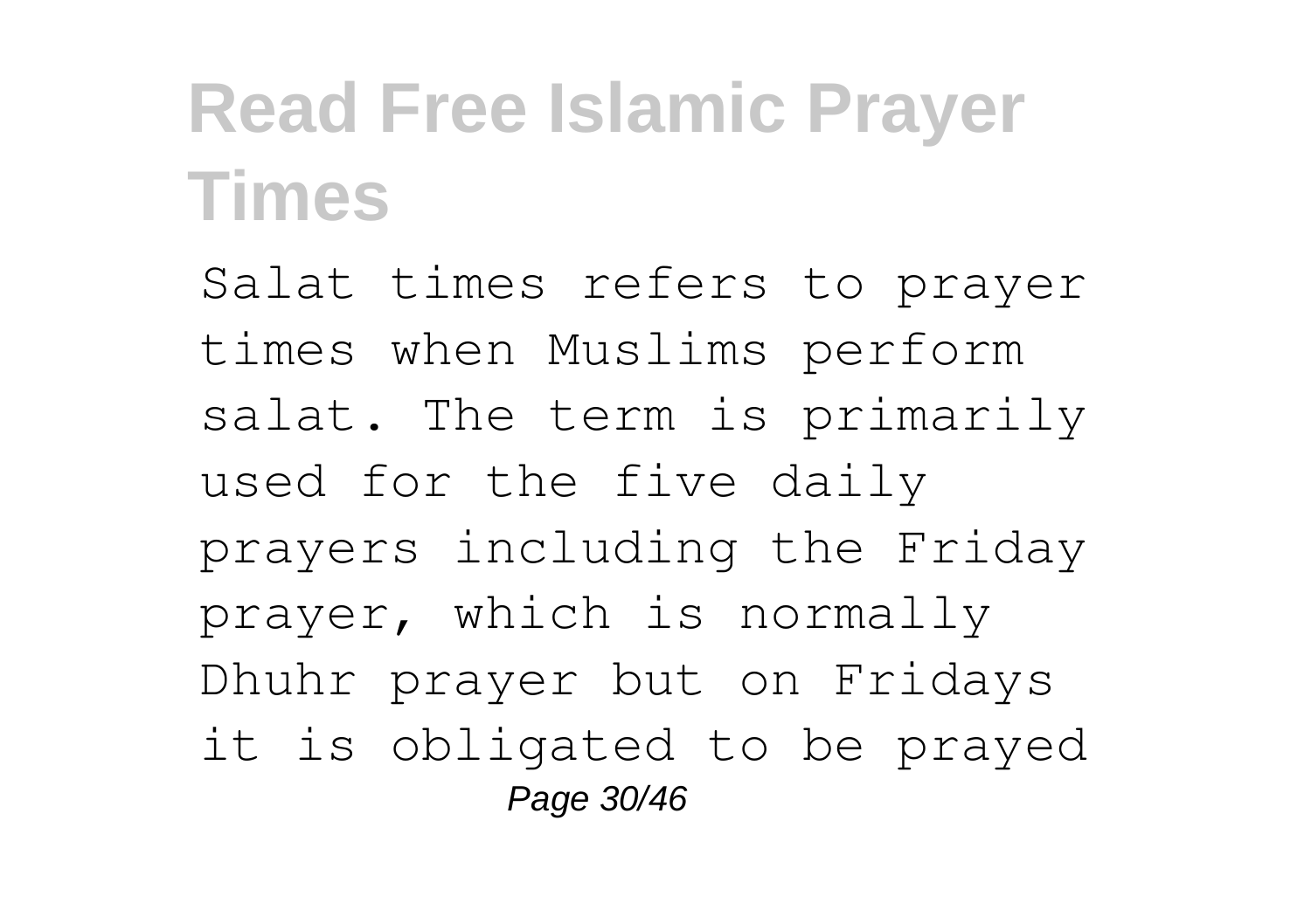# Read Free Islamic Prayer Times

Salat times refers to prayer times when Muslims perform salat. The term is primarily used for the five daily prayers including the Friday prayer, which is normally Dhuhr prayer but on Fridays it is obligated to be prayed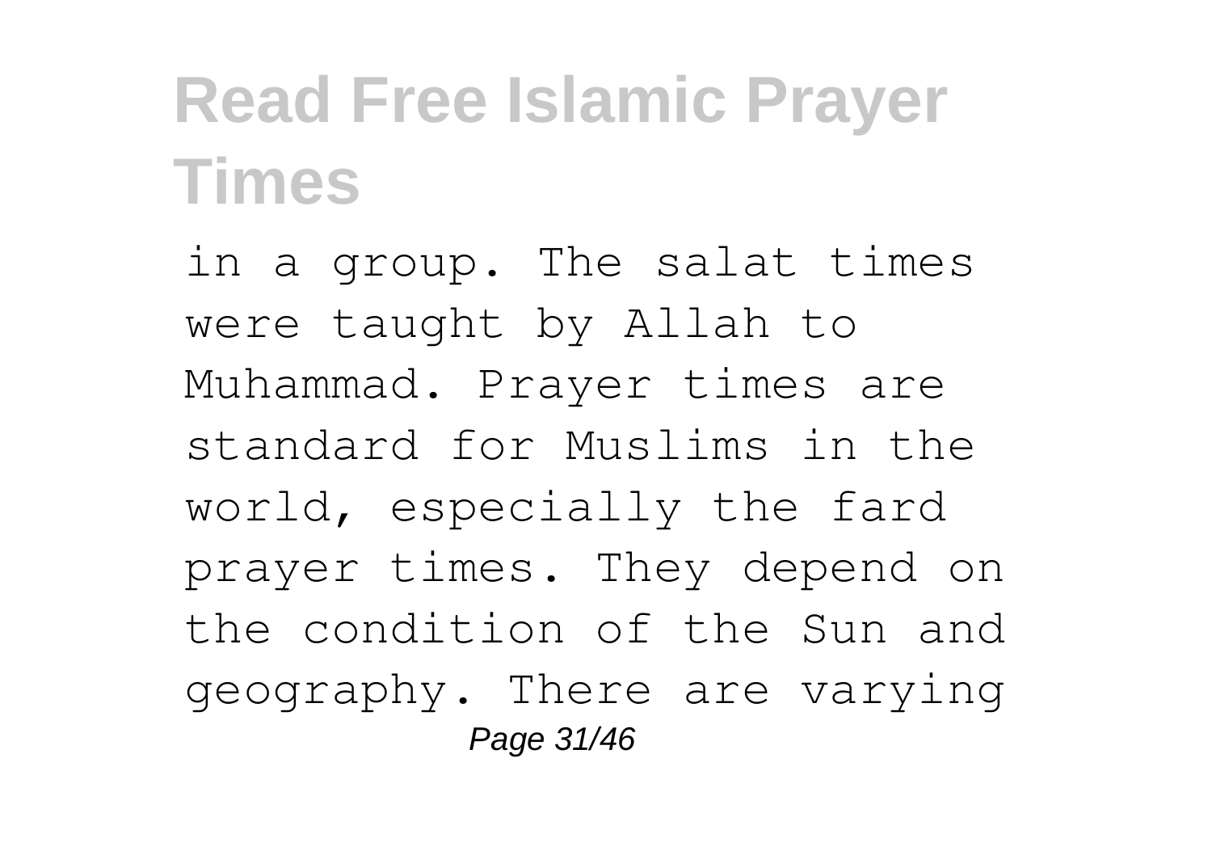in a group. The salat times were taught by Allah to Muhammad. Prayer times are standard for Muslims in the world, especially the fard prayer times. They depend on the condition of the Sun and geography. There are varying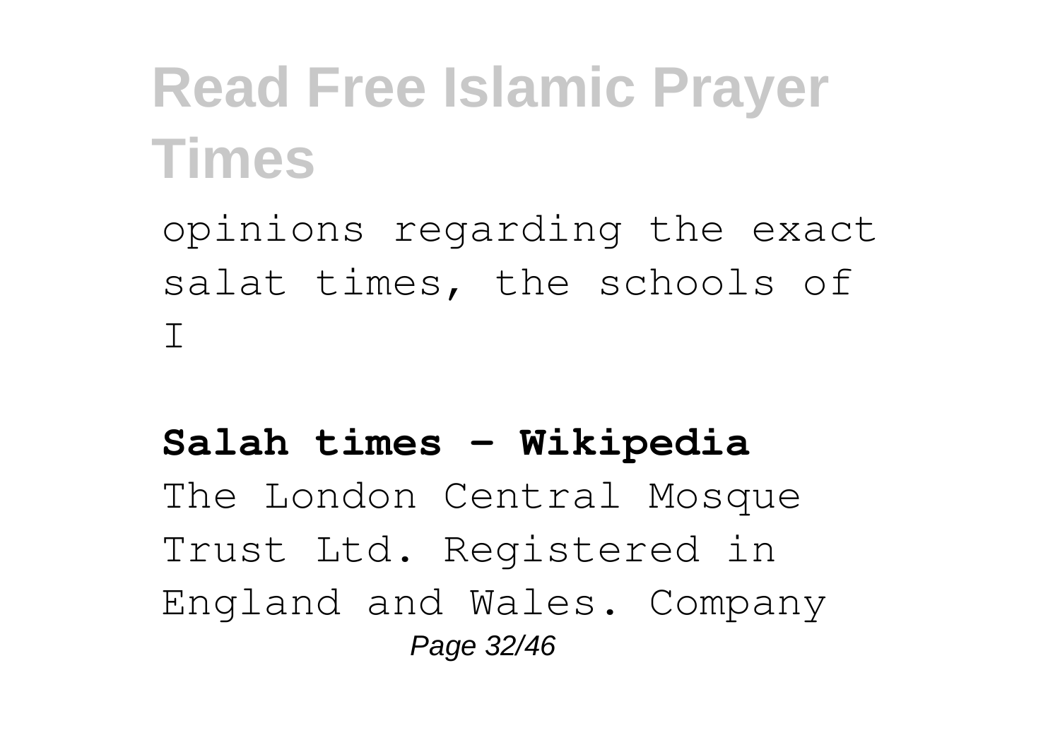opinions regarding the exact salat times, the schools of I

**Salah times - Wikipedia**

The London Central Mosque Trust Ltd. Registered in England and Wales. Company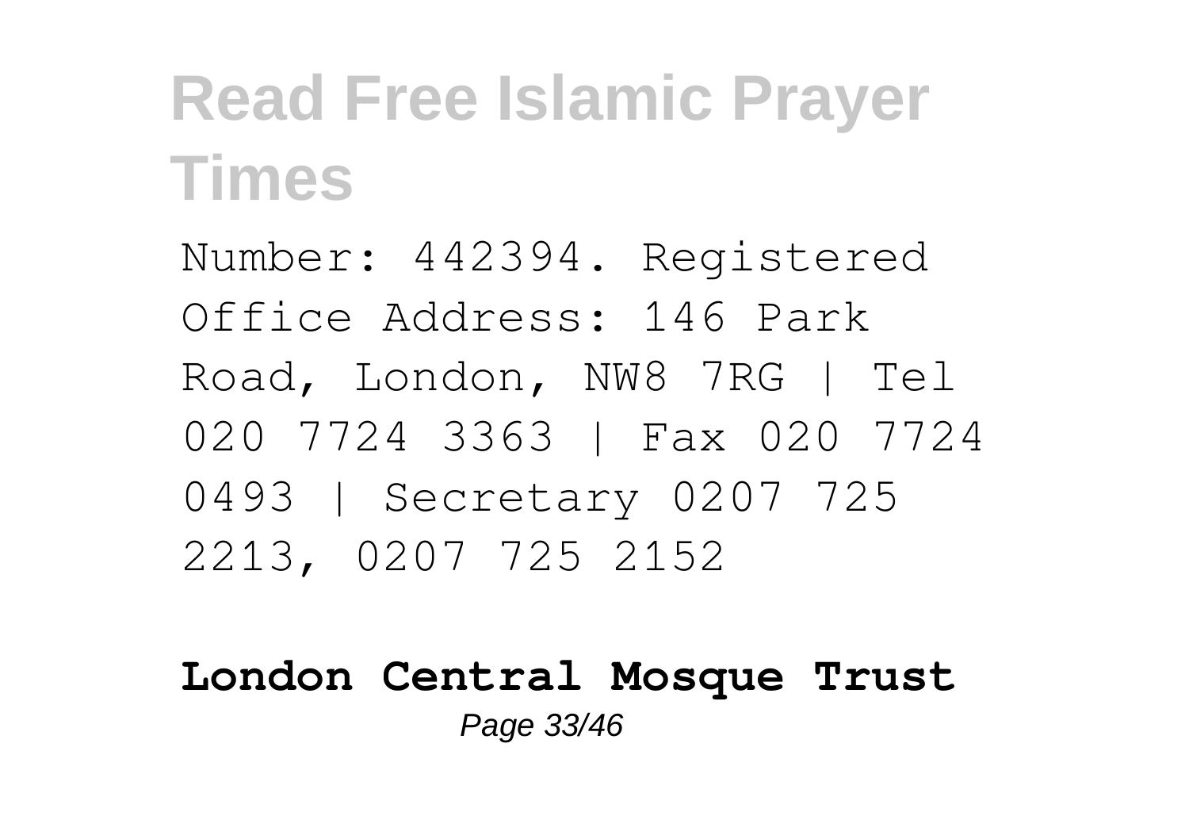Number: 442394. Registered Office Address: 146 Park Road, London, NW8 7RG | Tel 020 7724 3363 | Fax 020 7724 0493 | Secretary 0207 725 2213, 0207 725 2152

**London Central Mosque Trust**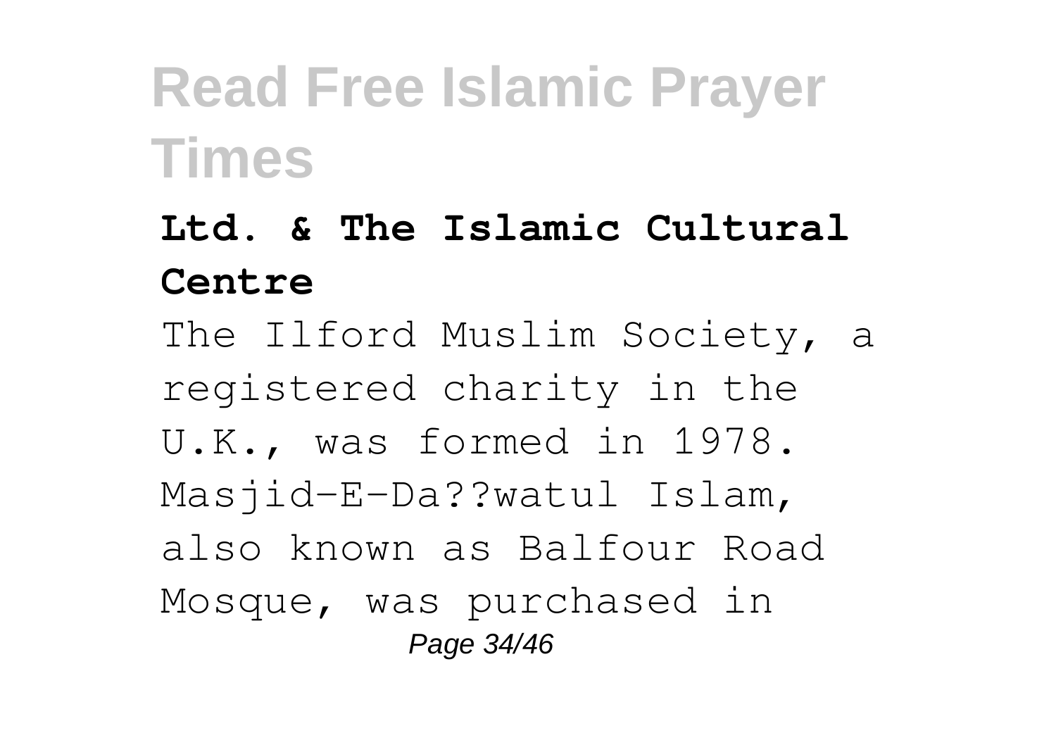**Ltd. & The Islamic Cultural Centre**

The Ilford Muslim Society, a registered charity in the U.K., was formed in 1978. Masjid-E-Da??watul Islam, also known as Balfour Road Mosque, was purchased in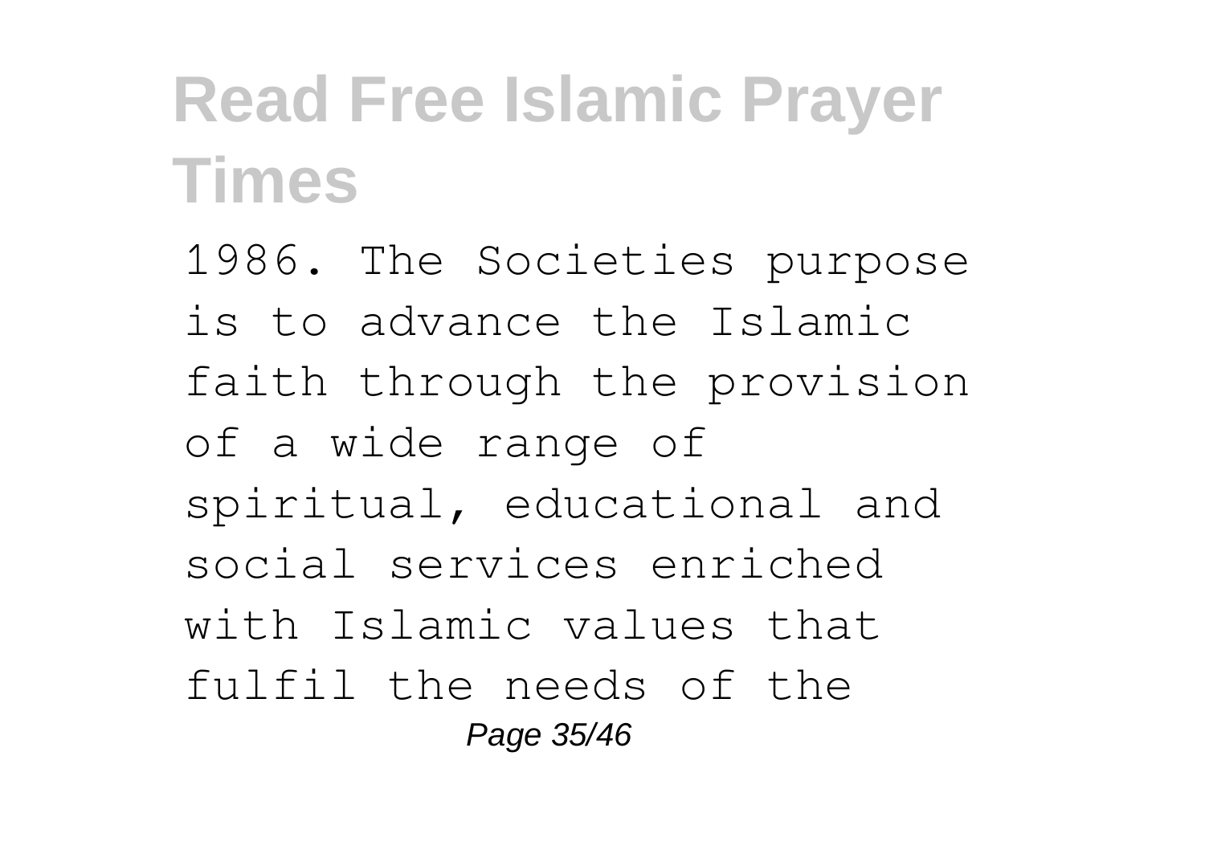1986. The Societies purpose is to advance the Islamic faith through the provision of a wide range of spiritual, educational and social services enriched with Islamic values that fulfil the needs of the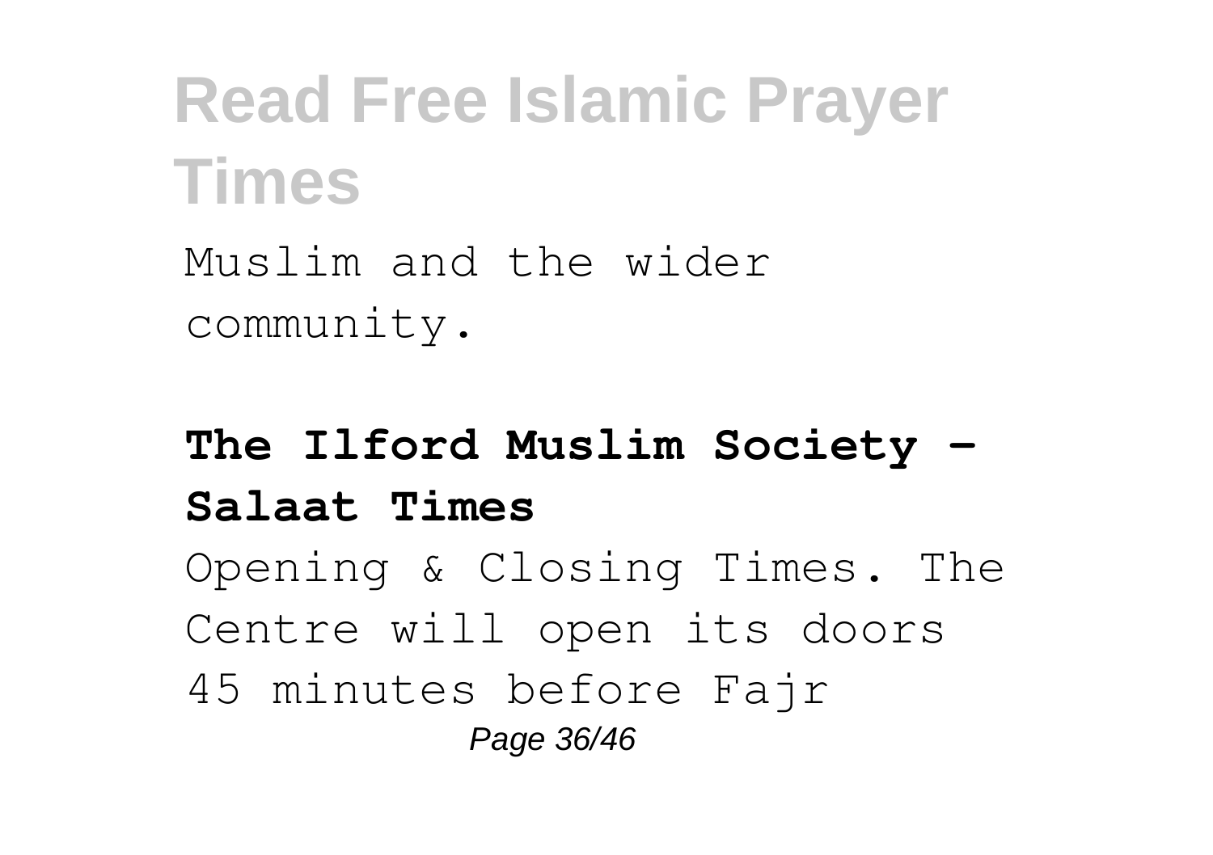Muslim and the wider community.

**The Ilford Muslim Society - Salaat Times**

Opening & Closing Times. The Centre will open its doors 45 minutes before Fajr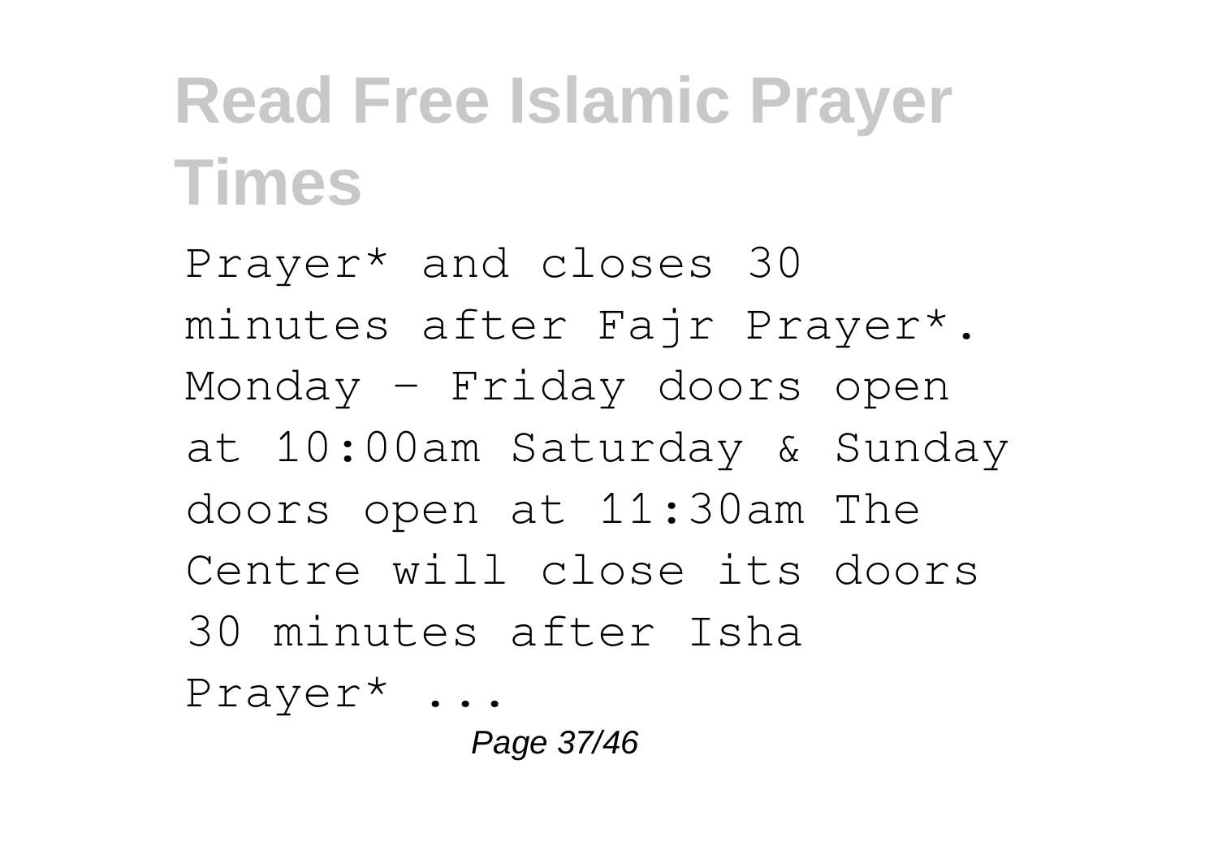Prayer* and closes 30 minutes after Fajr Prayer*. Monday - Friday doors open at 10:00am Saturday & Sunday doors open at 11:30am The Centre will close its doors 30 minutes after Isha Prayer* ...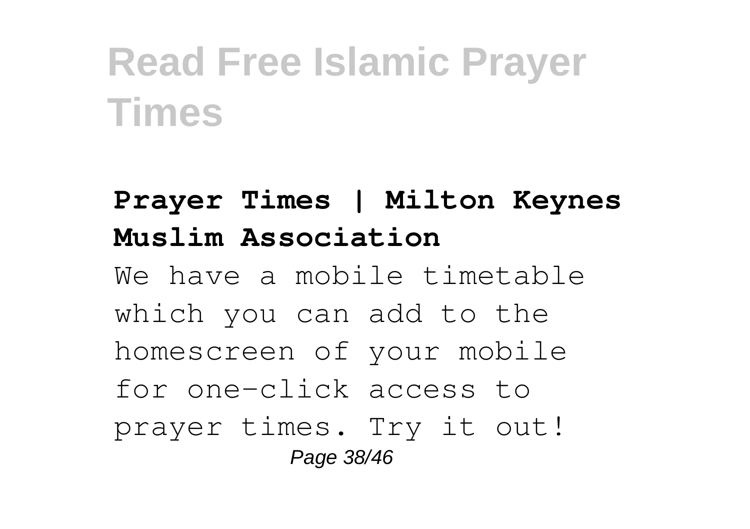**Prayer Times | Milton Keynes Muslim Association**

We have a mobile timetable which you can add to the homescreen of your mobile for one-click access to prayer times. Try it out!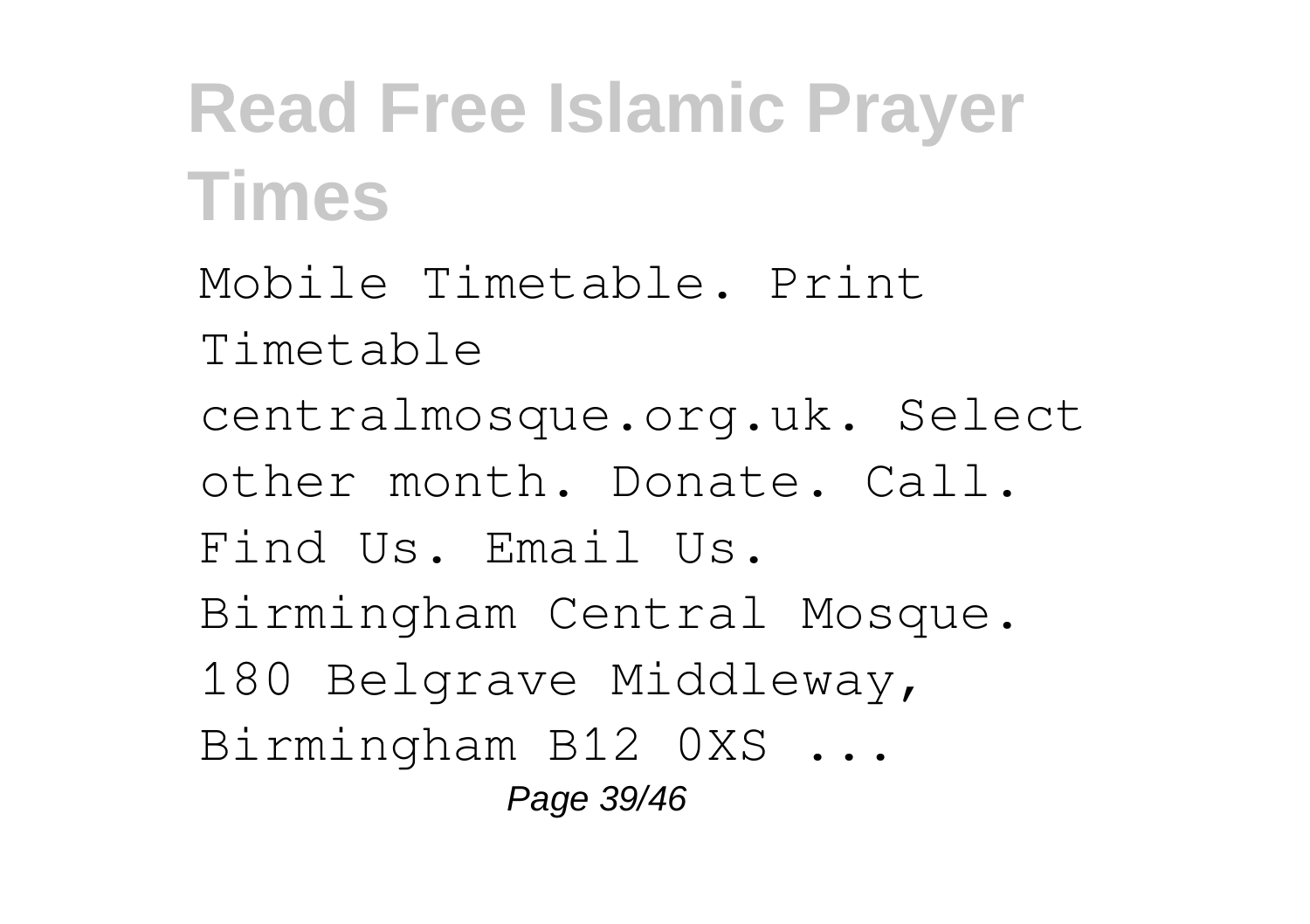Mobile Timetable. Print Timetable centralmosque.org.uk. Select other month. Donate. Call. Find Us. Email Us. Birmingham Central Mosque. 180 Belgrave Middleway, Birmingham B12 0XS ...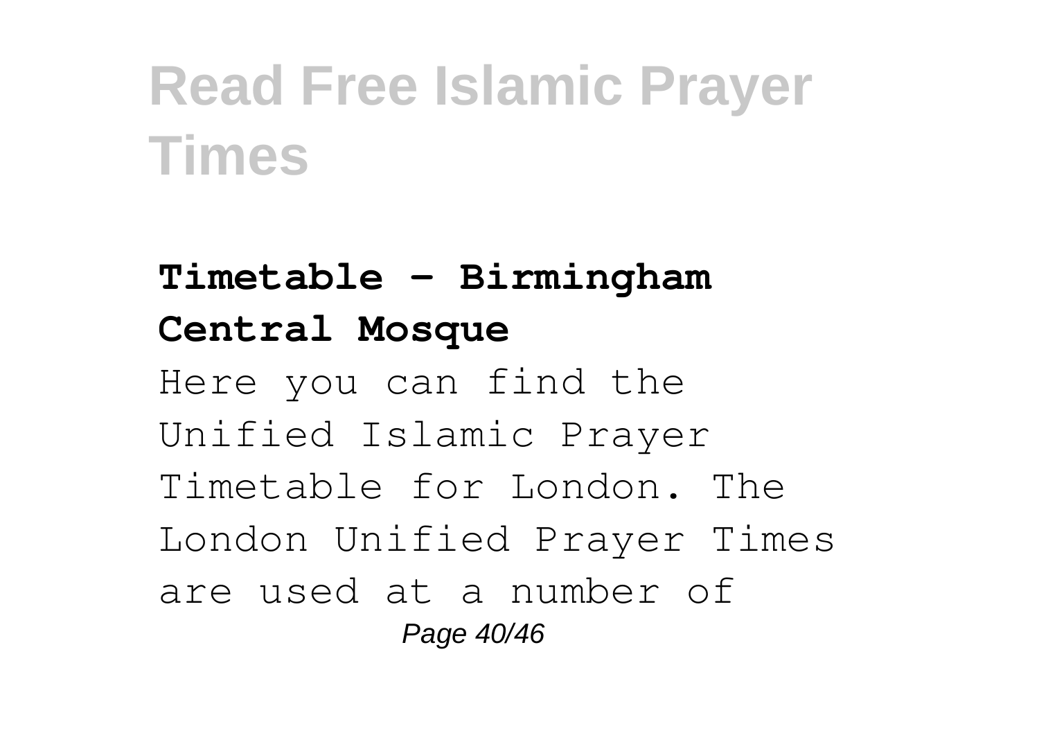**Timetable - Birmingham Central Mosque**

Here you can find the Unified Islamic Prayer Timetable for London. The London Unified Prayer Times are used at a number of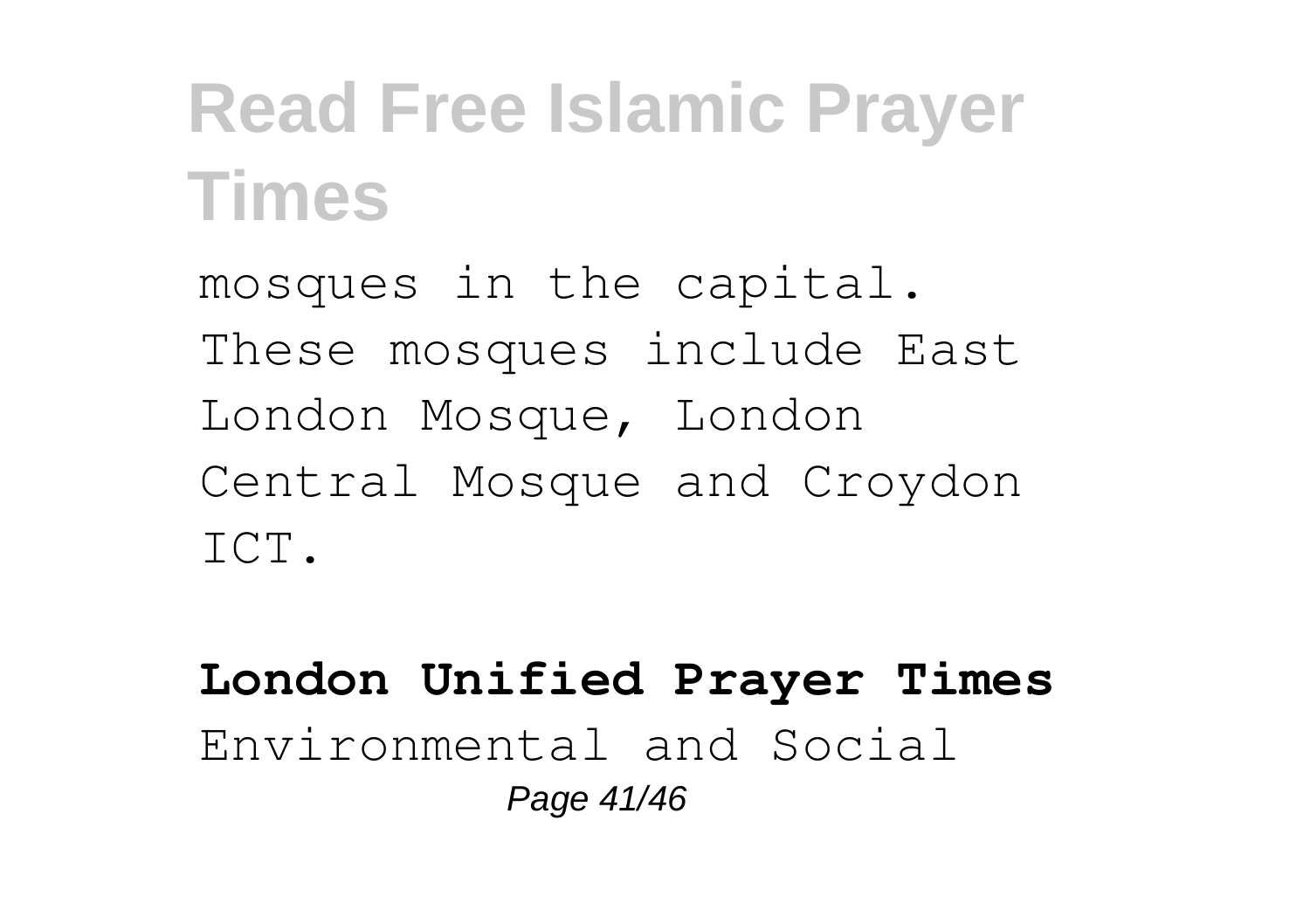mosques in the capital. These mosques include East London Mosque, London Central Mosque and Croydon ICT.

**London Unified Prayer Times**

Environmental and Social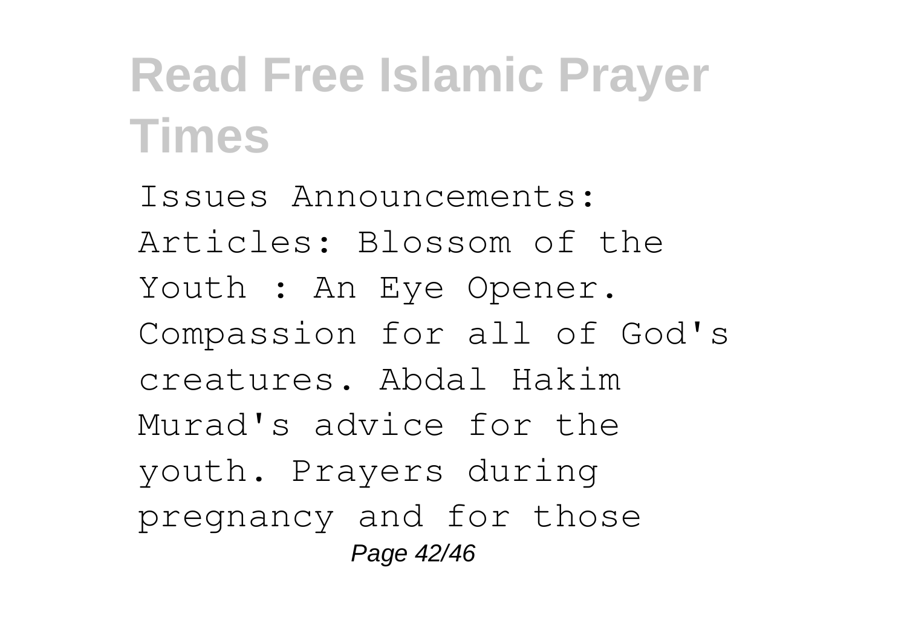Issues Announcements: Articles: Blossom of the Youth : An Eye Opener. Compassion for all of God's creatures. Abdal Hakim Murad's advice for the youth. Prayers during pregnancy and for those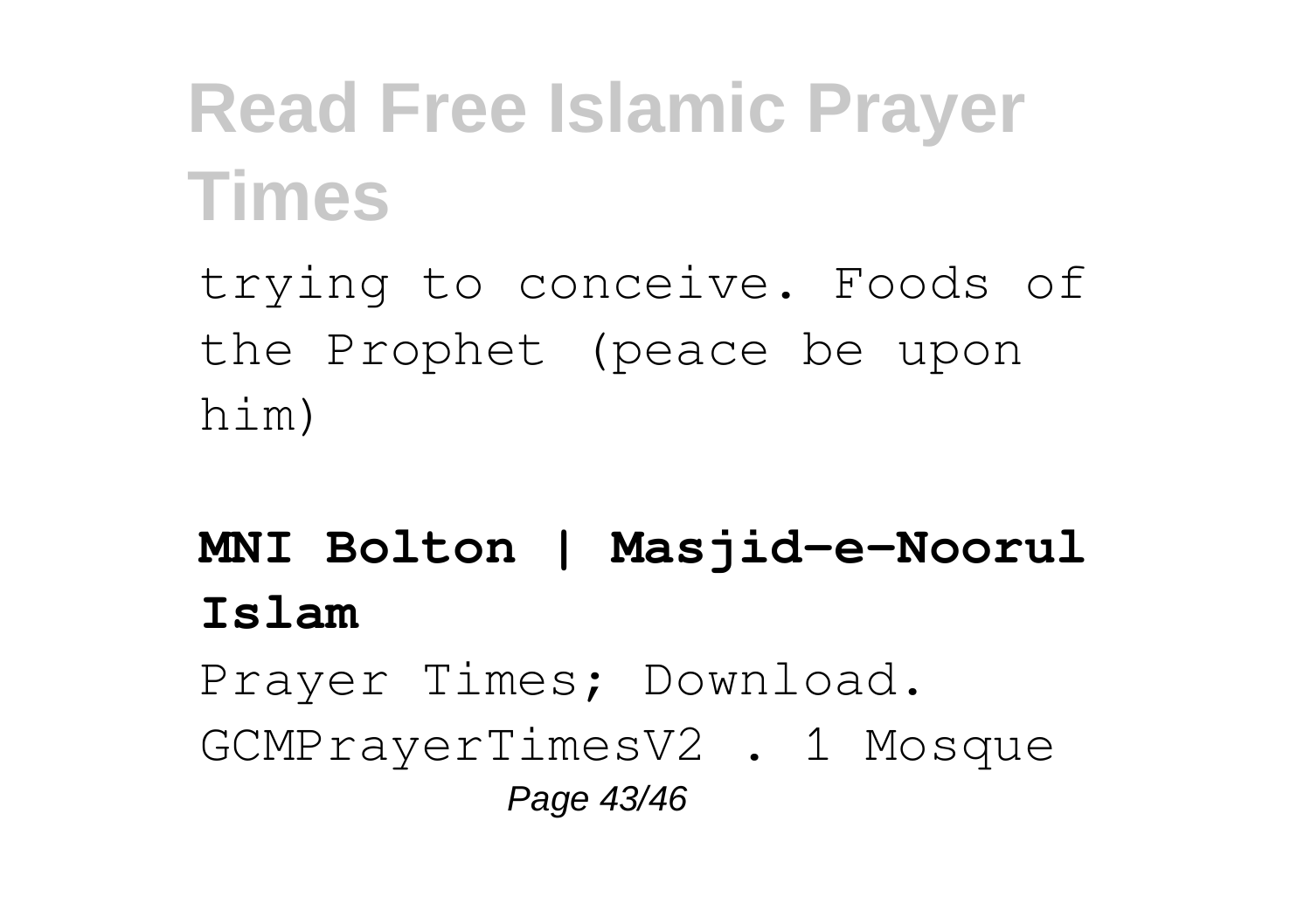trying to conceive. Foods of the Prophet (peace be upon him)

**MNI Bolton | Masjid-e-Noorul Islam**

Prayer Times; Download. GCMPrayerTimesV2 . 1 Mosque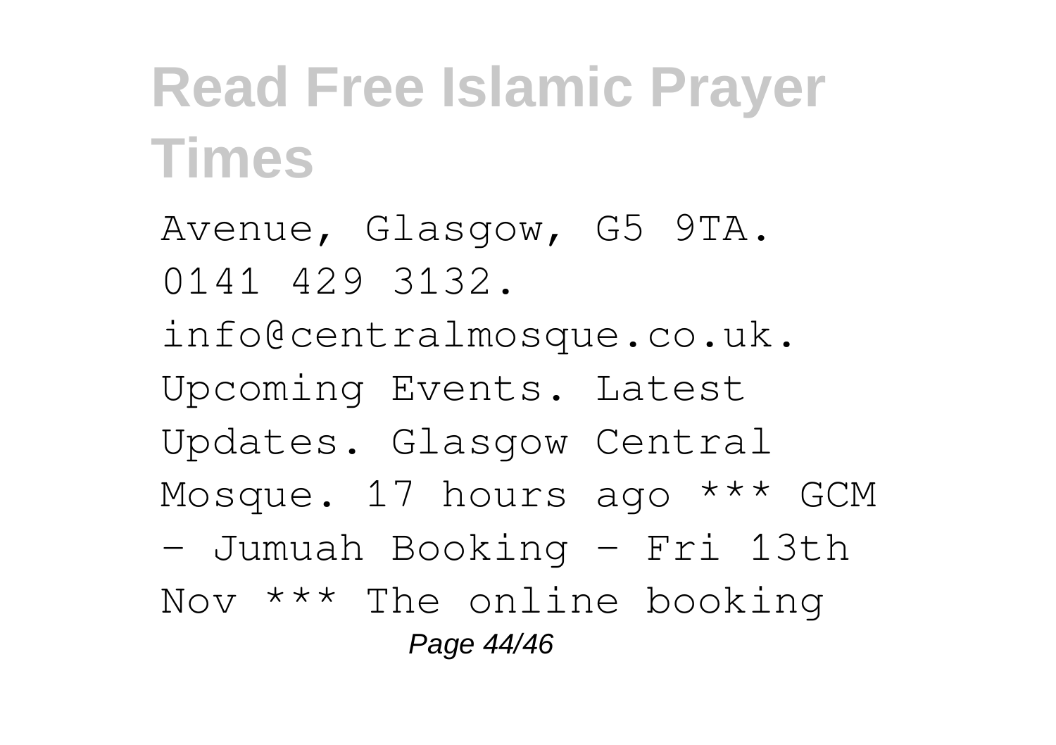Avenue, Glasgow, G5 9TA. 0141 429 3132. info@centralmosque.co.uk. Upcoming Events. Latest Updates. Glasgow Central Mosque. 17 hours ago *** GCM - Jumuah Booking - Fri 13th Nov *** The online booking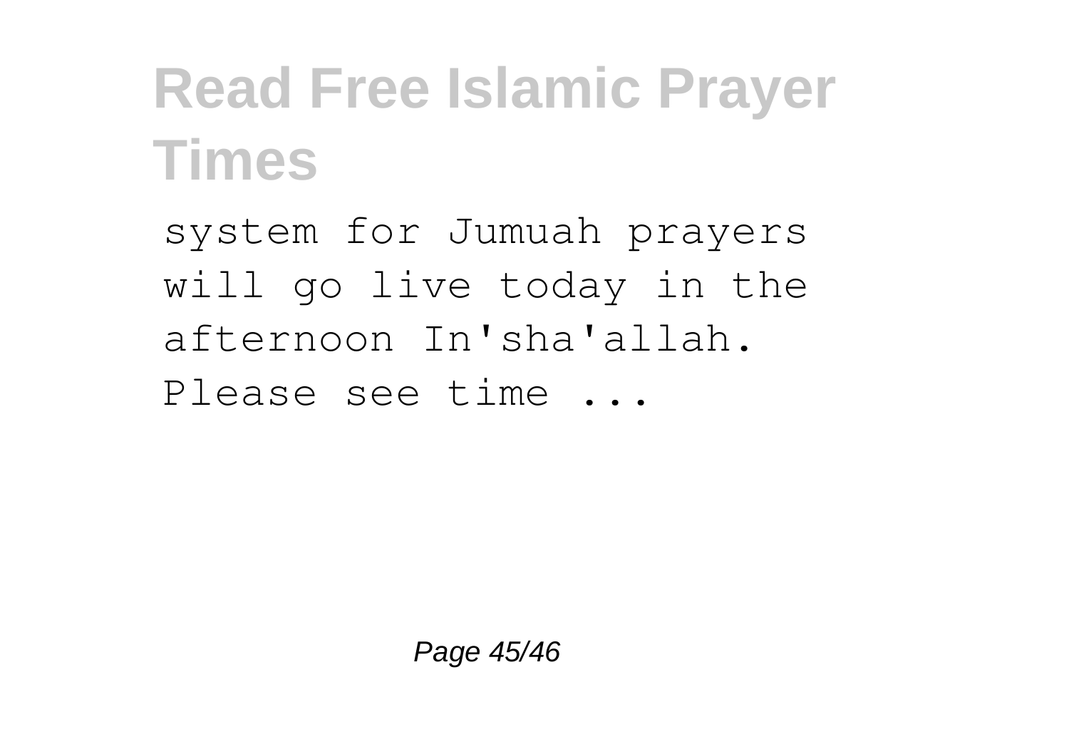system for Jumuah prayers will go live today in the afternoon In'sha'allah. Please see time ...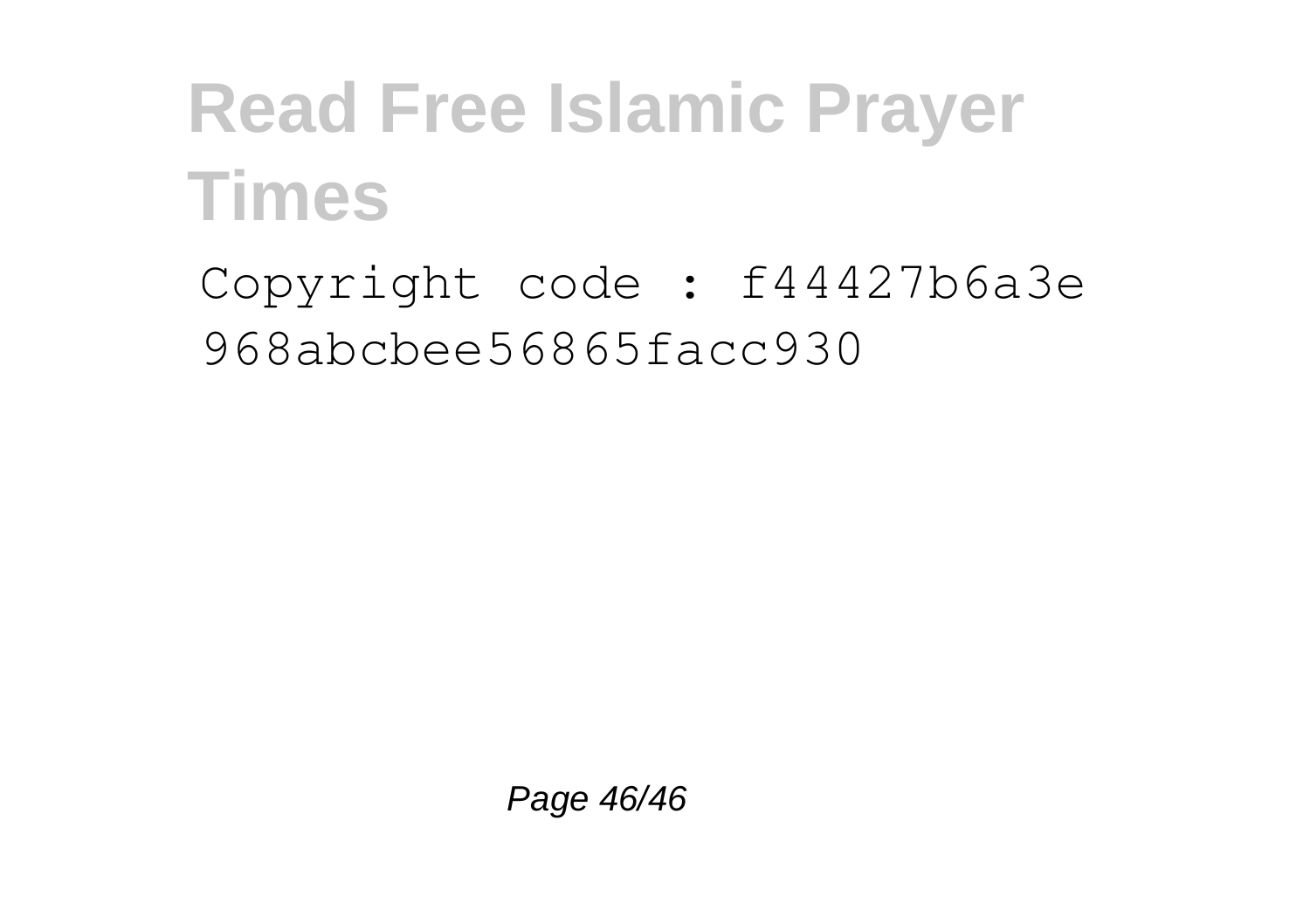Copyright code : f44427b6a3e968abcbee56865facc930